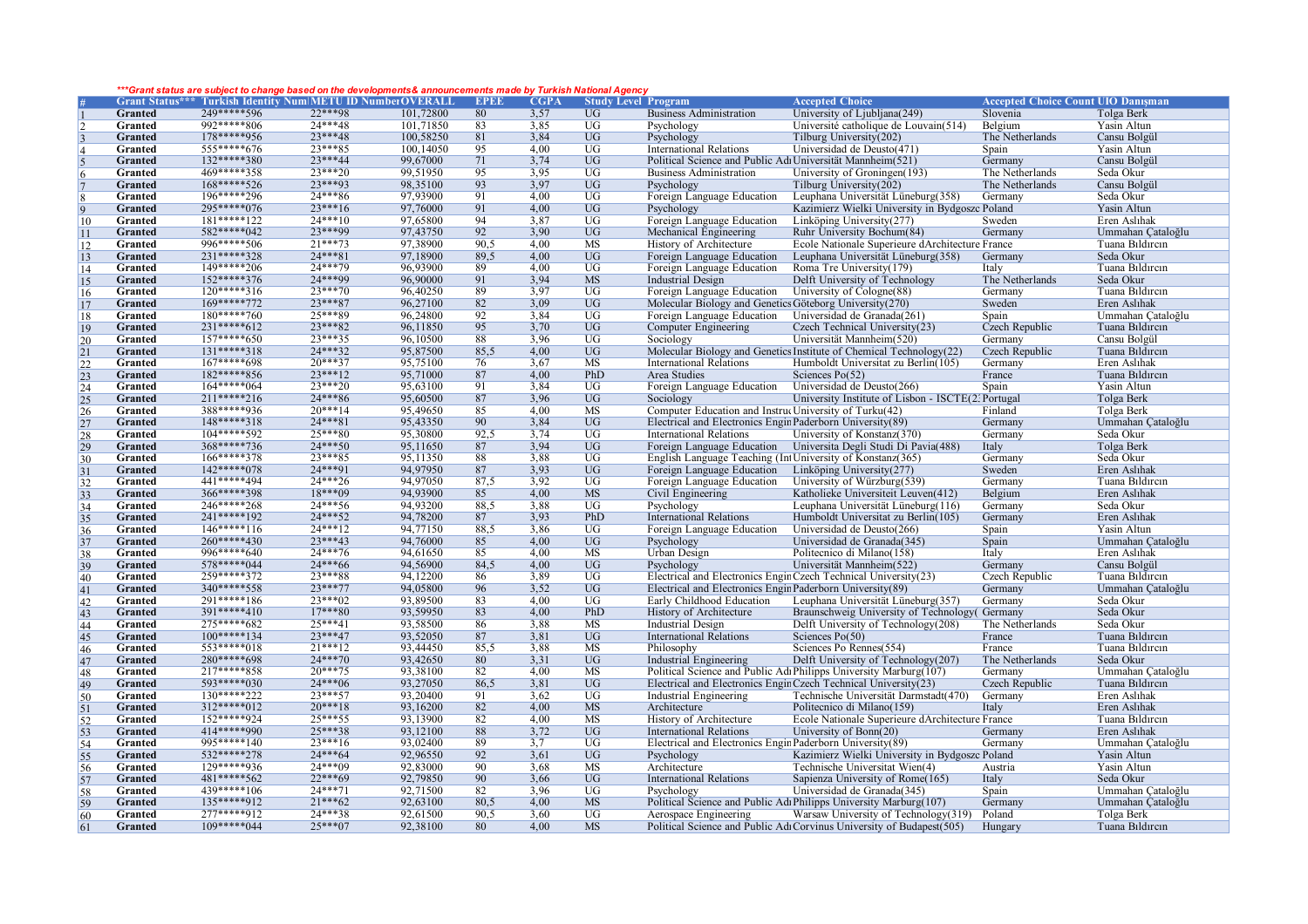***Grant status are subject to change based on the developments& announcements made by Turkish National Agency

| # | Grant Status*** | Turkish Identity Num | METU ID Number | OVERALL | EPEE | CGPA | Study Level | Program | Accepted Choice | Accepted Choice Count | UIO Danışman |
|---|---|---|---|---|---|---|---|---|---|---|---|
| 1 | Granted | 249*****596 | 22***98 | 101,72800 | 80 | 3,57 | UG | Business Administration | University of Ljubljana(249) | Slovenia | Tolga Berk |
| 2 | Granted | 992*****806 | 24***48 | 101,71850 | 83 | 3,85 | UG | Psychology | Université catholique de Louvain(514) | Belgium | Yasin Altun |
| 3 | Granted | 178*****956 | 23***48 | 100,58250 | 81 | 3,84 | UG | Psychology | Tilburg University(202) | The Netherlands | Cansu Bolgül |
| 4 | Granted | 555*****676 | 23***85 | 100,14050 | 95 | 4,00 | UG | International Relations | Universidad de Deusto(471) | Spain | Yasin Altun |
| 5 | Granted | 132*****380 | 23***44 | 99,67000 | 71 | 3,74 | UG | Political Science and Public Ad | Universität Mannheim(521) | Germany | Cansu Bolgül |
| 6 | Granted | 469*****358 | 23***20 | 99,51950 | 95 | 3,95 | UG | Business Administration | University of Groningen(193) | The Netherlands | Seda Okur |
| 7 | Granted | 168*****526 | 23***93 | 98,35100 | 93 | 3,97 | UG | Psychology | Tilburg University(202) | The Netherlands | Cansu Bolgül |
| 8 | Granted | 196*****296 | 24***86 | 97,93900 | 91 | 4,00 | UG | Foreign Language Education | Leuphana Universität Lüneburg(358) | Germany | Seda Okur |
| 9 | Granted | 295*****076 | 23***16 | 97,76000 | 91 | 4,00 | UG | Psychology | Kazimierz Wielki University in Bydgoszc | Poland | Yasin Altun |
| 10 | Granted | 181*****122 | 24***10 | 97,65800 | 94 | 3,87 | UG | Foreign Language Education | Linköping University(277) | Sweden | Eren Aslıhak |
| 11 | Granted | 582*****042 | 23***09 | 97,43750 | 92 | 3,90 | UG | Mechanical Engineering | Ruhr University Bochum(84) | Germany | Ummahan Çataloğlu |
| 12 | Granted | 996*****506 | 21***73 | 97,38900 | 90,5 | 4,00 | MS | History of Architecture | Ecole Nationale Superieure dArchitecture | France | Tuana Bıldırcın |
| 13 | Granted | 231*****328 | 24***81 | 97,18900 | 89,5 | 4,00 | UG | Foreign Language Education | Leuphana Universität Lüneburg(358) | Germany | Seda Okur |
| 14 | Granted | 149*****206 | 24***79 | 96,93900 | 89 | 4,00 | UG | Foreign Language Education | Roma Tre University(179) | Italy | Tuana Bıldırcın |
| 15 | Granted | 152*****376 | 24***99 | 96,90000 | 91 | 3,94 | MS | Industrial Design | Delft University of Technology | The Netherlands | Seda Okur |
| 16 | Granted | 120*****316 | 23***70 | 96,40250 | 89 | 3,97 | UG | Foreign Language Education | University of Cologne(88) | Germany | Tuana Bıldırcın |
| 17 | Granted | 169*****772 | 23***87 | 96,27100 | 82 | 3,09 | UG | Molecular Biology and Genetics | Göteborg University(270) | Sweden | Eren Aslıhak |
| 18 | Granted | 180*****760 | 25***89 | 96,24800 | 92 | 3,84 | UG | Foreign Language Education | Universidad de Granada(261) | Spain | Ummahan Çataloğlu |
| 19 | Granted | 231*****612 | 23***82 | 96,11850 | 95 | 3,70 | UG | Computer Engineering | Czech Technical University(23) | Czech Republic | Tuana Bıldırcın |
| 20 | Granted | 157*****650 | 23***35 | 96,10500 | 88 | 3,96 | UG | Sociology | Universität Mannheim(520) | Germany | Cansu Bolgül |
| 21 | Granted | 131*****318 | 24***32 | 95,87500 | 85,5 | 4,00 | UG | Molecular Biology and Genetics | Institute of Chemical Technology(22) | Czech Republic | Tuana Bıldırcın |
| 22 | Granted | 167*****698 | 20***37 | 95,75100 | 76 | 3,67 | MS | International Relations | Humboldt Universitat zu Berlin(105) | Germany | Eren Aslıhak |
| 23 | Granted | 182*****856 | 23***12 | 95,71000 | 87 | 4,00 | PhD | Area Studies | Sciences Po(52) | France | Tuana Bıldırcın |
| 24 | Granted | 164*****064 | 23***20 | 95,63100 | 91 | 3,84 | UG | Foreign Language Education | Universidad de Deusto(266) | Spain | Yasin Altun |
| 25 | Granted | 211*****216 | 24***86 | 95,60500 | 87 | 3,96 | UG | Sociology | University Institute of Lisbon - ISCTE(2 | Portugal | Tolga Berk |
| 26 | Granted | 388*****936 | 20***14 | 95,49650 | 85 | 4,00 | MS | Computer Education and Instruc | University of Turku(42) | Finland | Tolga Berk |
| 27 | Granted | 148*****318 | 24***81 | 95,43350 | 90 | 3,84 | UG | Electrical and Electronics Engin | Paderborn University(89) | Germany | Ummahan Çataloğlu |
| 28 | Granted | 104*****592 | 25***80 | 95,30800 | 92,5 | 3,74 | UG | International Relations | University of Konstanz(370) | Germany | Seda Okur |
| 29 | Granted | 368*****736 | 24***50 | 95,11650 | 87 | 3,94 | UG | Foreign Language Education | Universita Degli Studi Di Pavia(488) | Italy | Tolga Berk |
| 30 | Granted | 166*****378 | 23***85 | 95,11350 | 88 | 3,88 | UG | English Language Teaching (Int | University of Konstanz(365) | Germany | Seda Okur |
| 31 | Granted | 142*****078 | 24***91 | 94,97950 | 87 | 3,93 | UG | Foreign Language Education | Linköping University(277) | Sweden | Eren Aslıhak |
| 32 | Granted | 441*****494 | 24***26 | 94,97050 | 87,5 | 3,92 | UG | Foreign Language Education | University of Würzburg(539) | Germany | Tuana Bıldırcın |
| 33 | Granted | 366*****398 | 18***09 | 94,93900 | 85 | 4,00 | MS | Civil Engineering | Katholieke Universiteit Leuven(412) | Belgium | Eren Aslıhak |
| 34 | Granted | 246*****268 | 24***56 | 94,93200 | 88,5 | 3,88 | UG | Psychology | Leuphana Universität Lüneburg(116) | Germany | Seda Okur |
| 35 | Granted | 241*****192 | 24***52 | 94,78200 | 87 | 3,93 | PhD | International Relations | Humboldt Universitat zu Berlin(105) | Germany | Eren Aslıhak |
| 36 | Granted | 146*****116 | 24***12 | 94,77150 | 88,5 | 3,86 | UG | Foreign Language Education | Universidad de Deusto(266) | Spain | Yasin Altun |
| 37 | Granted | 260*****430 | 23***43 | 94,76000 | 85 | 4,00 | UG | Psychology | Universidad de Granada(345) | Spain | Ummahan Çataloğlu |
| 38 | Granted | 996*****640 | 24***76 | 94,61650 | 85 | 4,00 | MS | Urban Design | Politecnico di Milano(158) | Italy | Eren Aslıhak |
| 39 | Granted | 578*****044 | 24***66 | 94,56900 | 84,5 | 4,00 | UG | Psychology | Universität Mannheim(522) | Germany | Cansu Bolgül |
| 40 | Granted | 259*****372 | 23***88 | 94,12200 | 86 | 3,89 | UG | Electrical and Electronics Engin | Czech Technical University(23) | Czech Republic | Tuana Bıldırcın |
| 41 | Granted | 340*****558 | 23***77 | 94,05800 | 96 | 3,52 | UG | Electrical and Electronics Engin | Paderborn University(89) | Germany | Ummahan Çataloğlu |
| 42 | Granted | 291*****186 | 23***02 | 93,89500 | 83 | 4,00 | UG | Early Childhood Education | Leuphana Universität Lüneburg(357) | Germany | Seda Okur |
| 43 | Granted | 391*****410 | 17***80 | 93,59950 | 83 | 4,00 | PhD | History of Architecture | Braunschweig University of Technology( | Germany | Seda Okur |
| 44 | Granted | 275*****682 | 25***41 | 93,58500 | 86 | 3,88 | MS | Industrial Design | Delft University of Technology(208) | The Netherlands | Seda Okur |
| 45 | Granted | 100*****134 | 23***47 | 93,52050 | 87 | 3,81 | UG | International Relations | Sciences Po(50) | France | Tuana Bıldırcın |
| 46 | Granted | 553*****018 | 21***12 | 93,44450 | 85,5 | 3,88 | MS | Philosophy | Sciences Po Rennes(554) | France | Tuana Bıldırcın |
| 47 | Granted | 280*****698 | 24***70 | 93,42650 | 80 | 3,31 | UG | Industrial Engineering | Delft University of Technology(207) | The Netherlands | Seda Okur |
| 48 | Granted | 217*****858 | 20***75 | 93,38100 | 82 | 4,00 | MS | Political Science and Public Ad | Philipps University Marburg(107) | Germany | Ummahan Çataloğlu |
| 49 | Granted | 593*****030 | 24***06 | 93,27050 | 86,5 | 3,81 | UG | Electrical and Electronics Engin | Czech Technical University(23) | Czech Republic | Tuana Bıldırcın |
| 50 | Granted | 130*****222 | 23***57 | 93,20400 | 91 | 3,62 | UG | Industrial Engineering | Technische Universität Darmstadt(470) | Germany | Eren Aslıhak |
| 51 | Granted | 312*****012 | 20***18 | 93,16200 | 82 | 4,00 | MS | Architecture | Politecnico di Milano(159) | Italy | Eren Aslıhak |
| 52 | Granted | 152*****924 | 25***55 | 93,13900 | 82 | 4,00 | MS | History of Architecture | Ecole Nationale Superieure dArchitecture | France | Tuana Bıldırcın |
| 53 | Granted | 414*****990 | 25***38 | 93,12100 | 88 | 3,72 | UG | International Relations | University of Bonn(20) | Germany | Eren Aslıhak |
| 54 | Granted | 995*****140 | 23***16 | 93,02400 | 89 | 3,7 | UG | Electrical and Electronics Engin | Paderborn University(89) | Germany | Ummahan Çataloğlu |
| 55 | Granted | 532*****278 | 24***64 | 92,96550 | 92 | 3,61 | UG | Psychology | Kazimierz Wielki University in Bydgoszc | Poland | Yasin Altun |
| 56 | Granted | 129*****936 | 24***09 | 92,83000 | 90 | 3,68 | MS | Architecture | Technische Universitat Wien(4) | Austria | Yasin Altun |
| 57 | Granted | 481*****562 | 22***69 | 92,79850 | 90 | 3,66 | UG | International Relations | Sapienza University of Rome(165) | Italy | Seda Okur |
| 58 | Granted | 439*****106 | 24***71 | 92,71500 | 82 | 3,96 | UG | Psychology | Universidad de Granada(345) | Spain | Ummahan Çataloğlu |
| 59 | Granted | 135*****912 | 21***62 | 92,63100 | 80,5 | 4,00 | MS | Political Science and Public Ad | Philipps University Marburg(107) | Germany | Ummahan Çataloğlu |
| 60 | Granted | 277*****912 | 24***38 | 92,61500 | 90,5 | 3,60 | UG | Aerospace Engineering | Warsaw University of Technology(319) | Poland | Tolga Berk |
| 61 | Granted | 109*****044 | 25***07 | 92,38100 | 80 | 4,00 | MS | Political Science and Public Ad | Corvinus University of Budapest(505) | Hungary | Tuana Bıldırcın |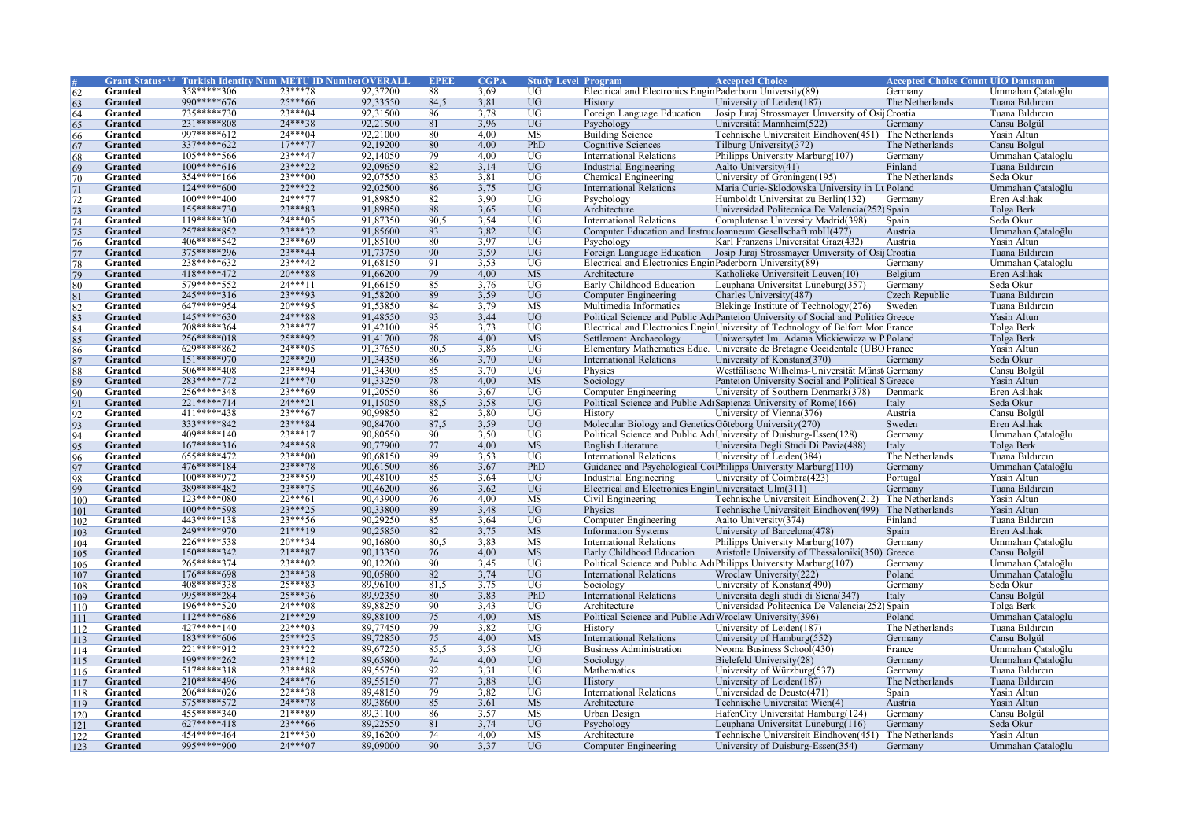| # | Grant Status*** | Turkish Identity Num | METU ID Number | OVERALL | EPEE | CGPA | Study Level | Program | Accepted Choice | Accepted Choice Count | UİO Danışman |
|---|---|---|---|---|---|---|---|---|---|---|---|
| 62 | Granted | 358*****306 | 23***78 | 92,37200 | 88 | 3,69 | UG | Electrical and Electronics Engin | Paderborn University(89) | Germany | Ummahan Çataloğlu |
| 63 | Granted | 990*****676 | 25***66 | 92,33550 | 84,5 | 3,81 | UG | History | University of Leiden(187) | The Netherlands | Tuana Bıldırcın |
| 64 | Granted | 735*****730 | 23***04 | 92,31500 | 86 | 3,78 | UG | Foreign Language Education | Josip Juraj Strossmayer University of Osi | Croatia | Tuana Bıldırcın |
| 65 | Granted | 231*****808 | 24***38 | 92,21500 | 81 | 3,96 | UG | Psychology | Universität Mannheim(522) | Germany | Cansu Bolgül |
| 66 | Granted | 997*****612 | 24***04 | 92,21000 | 80 | 4,00 | MS | Building Science | Technische Universiteit Eindhoven(451) | The Netherlands | Yasin Altun |
| 67 | Granted | 337*****622 | 17***77 | 92,19200 | 80 | 4,00 | PhD | Cognitive Sciences | Tilburg University(372) | The Netherlands | Cansu Bolgül |
| 68 | Granted | 105*****566 | 23***47 | 92,14050 | 79 | 4,00 | UG | International Relations | Philipps University Marburg(107) | Germany | Ummahan Çataloğlu |
| 69 | Granted | 100*****616 | 23***22 | 92,09650 | 82 | 3,14 | UG | Industrial Engineering | Aalto University(41) | Finland | Tuana Bıldırcın |
| 70 | Granted | 354*****166 | 23***00 | 92,07550 | 83 | 3,81 | UG | Chemical Engineering | University of Groningen(195) | The Netherlands | Seda Okur |
| 71 | Granted | 124*****600 | 22***22 | 92,02500 | 86 | 3,75 | UG | International Relations | Maria Curie-Sklodowska University in Lu | Poland | Ummahan Çataloğlu |
| 72 | Granted | 100*****400 | 24***77 | 91,89850 | 82 | 3,90 | UG | Psychology | Humboldt Universitat zu Berlin(132) | Germany | Eren Aslıhak |
| 73 | Granted | 155*****730 | 23***83 | 91,89850 | 88 | 3,65 | UG | Architecture | Universidad Politecnica De Valencia(252) | Spain | Tolga Berk |
| 74 | Granted | 119*****300 | 24***05 | 91,87350 | 90,5 | 3,54 | UG | International Relations | Complutense University Madrid(398) | Spain | Seda Okur |
| 75 | Granted | 257*****852 | 23***32 | 91,85600 | 83 | 3,82 | UG | Computer Education and Instru | Joanneum Gesellschaft mbH(477) | Austria | Ummahan Çataloğlu |
| 76 | Granted | 406*****542 | 23***69 | 91,85100 | 80 | 3,97 | UG | Psychology | Karl Franzens Universitat Graz(432) | Austria | Yasin Altun |
| 77 | Granted | 375*****296 | 23***44 | 91,73750 | 90 | 3,59 | UG | Foreign Language Education | Josip Juraj Strossmayer University of Osi | Croatia | Tuana Bıldırcın |
| 78 | Granted | 238*****632 | 23***42 | 91,68150 | 91 | 3,53 | UG | Electrical and Electronics Engin | Paderborn University(89) | Germany | Ummahan Çataloğlu |
| 79 | Granted | 418*****472 | 20***88 | 91,66200 | 79 | 4,00 | MS | Architecture | Katholieke Universiteit Leuven(10) | Belgium | Eren Aslıhak |
| 80 | Granted | 579*****552 | 24***11 | 91,66150 | 85 | 3,76 | UG | Early Childhood Education | Leuphana Universität Lüneburg(357) | Germany | Seda Okur |
| 81 | Granted | 245*****316 | 23***93 | 91,58200 | 89 | 3,59 | UG | Computer Engineering | Charles University(487) | Czech Republic | Tuana Bıldırcın |
| 82 | Granted | 647*****954 | 20***95 | 91,53850 | 84 | 3,79 | MS | Multimedia Informatics | Blekinge Institute of Technology(276) | Sweden | Tuana Bıldırcın |
| 83 | Granted | 145*****630 | 24***88 | 91,48550 | 93 | 3,44 | UG | Political Science and Public Ad | Panteion University of Social and Politica | Greece | Yasin Altun |
| 84 | Granted | 708*****364 | 23***77 | 91,42100 | 85 | 3,73 | UG | Electrical and Electronics Engin | University of Technology of Belfort Mon | France | Tolga Berk |
| 85 | Granted | 256*****018 | 25***92 | 91,41700 | 78 | 4,00 | MS | Settlement Archaeology | Uniwersytet Im. Adama Mickiewicza w P | Poland | Tolga Berk |
| 86 | Granted | 629*****862 | 24***05 | 91,37650 | 80,5 | 3,86 | UG | Elementary Mathematics Educ. | Universite de Bretagne Occidentale (UBO | France | Yasin Altun |
| 87 | Granted | 151*****970 | 22***20 | 91,34350 | 86 | 3,70 | UG | International Relations | University of Konstanz(370) | Germany | Seda Okur |
| 88 | Granted | 506*****408 | 23***94 | 91,34300 | 85 | 3,70 | UG | Physics | Westfälische Wilhelms-Universität Münst | Germany | Cansu Bolgül |
| 89 | Granted | 283*****772 | 21***70 | 91,33250 | 78 | 4,00 | MS | Sociology | Panteion University Social and Political S | Greece | Yasin Altun |
| 90 | Granted | 256*****348 | 23***69 | 91,20550 | 86 | 3,67 | UG | Computer Engineering | University of Southern Denmark(378) | Denmark | Eren Aslıhak |
| 91 | Granted | 221*****714 | 24***21 | 91,15050 | 88,5 | 3,58 | UG | Political Science and Public Ad | Sapienza University of Rome(166) | Italy | Seda Okur |
| 92 | Granted | 411*****438 | 23***67 | 90,99850 | 82 | 3,80 | UG | History | University of Vienna(376) | Austria | Cansu Bolgül |
| 93 | Granted | 333*****842 | 23***84 | 90,84700 | 87,5 | 3,59 | UG | Molecular Biology and Genetics | Göteborg University(270) | Sweden | Eren Aslıhak |
| 94 | Granted | 409*****140 | 23***17 | 90,80550 | 90 | 3,50 | UG | Political Science and Public Ad | University of Duisburg-Essen(128) | Germany | Ummahan Çataloğlu |
| 95 | Granted | 167*****316 | 24***58 | 90,77900 | 77 | 4,00 | MS | English Literature | Universita Degli Studi Di Pavia(488) | Italy | Tolga Berk |
| 96 | Granted | 655*****472 | 23***00 | 90,68150 | 89 | 3,53 | UG | International Relations | University of Leiden(384) | The Netherlands | Tuana Bıldırcın |
| 97 | Granted | 476*****184 | 23***78 | 90,61500 | 86 | 3,67 | PhD | Guidance and Psychological Co | Philipps University Marburg(110) | Germany | Ummahan Çataloğlu |
| 98 | Granted | 100*****972 | 23***59 | 90,48100 | 85 | 3,64 | UG | Industrial Engineering | University of Coimbra(423) | Portugal | Yasin Altun |
| 99 | Granted | 389*****482 | 23***75 | 90,46200 | 86 | 3,62 | UG | Electrical and Electronics Engin | Universitaet Ulm(311) | Germany | Tuana Bıldırcın |
| 100 | Granted | 123*****080 | 22***61 | 90,43900 | 76 | 4,00 | MS | Civil Engineering | Technische Universiteit Eindhoven(212) | The Netherlands | Yasin Altun |
| 101 | Granted | 100*****598 | 23***25 | 90,33800 | 89 | 3,48 | UG | Physics | Technische Universiteit Eindhoven(499) | The Netherlands | Yasin Altun |
| 102 | Granted | 443*****138 | 23***56 | 90,29250 | 85 | 3,64 | UG | Computer Engineering | Aalto University(374) | Finland | Tuana Bıldırcın |
| 103 | Granted | 249*****970 | 21***19 | 90,25850 | 82 | 3,75 | MS | Information Systems | University of Barcelona(478) | Spain | Eren Aslıhak |
| 104 | Granted | 226*****538 | 20***34 | 90,16800 | 80,5 | 3,83 | MS | International Relations | Philipps University Marburg(107) | Germany | Ummahan Çataloğlu |
| 105 | Granted | 150*****342 | 21***87 | 90,13350 | 76 | 4,00 | MS | Early Childhood Education | Aristotle University of Thessaloniki(350) | Greece | Cansu Bolgül |
| 106 | Granted | 265*****374 | 23***02 | 90,12200 | 90 | 3,45 | UG | Political Science and Public Ad | Philipps University Marburg(107) | Germany | Ummahan Çataloğlu |
| 107 | Granted | 176*****698 | 23***38 | 90,05800 | 82 | 3,74 | UG | International Relations | Wroclaw University(222) | Poland | Ummahan Çataloğlu |
| 108 | Granted | 408*****338 | 25***83 | 89,96100 | 81,5 | 3,75 | UG | Sociology | University of Konstanz(490) | Germany | Seda Okur |
| 109 | Granted | 995*****284 | 25***56 | 89,92350 | 80 | 3,83 | PhD | International Relations | Universita degli studi di Siena(347) | Italy | Cansu Bolgül |
| 110 | Granted | 196*****520 | 24***08 | 89,88250 | 90 | 3,43 | UG | Architecture | Universidad Politecnica De Valencia(252) | Spain | Tolga Berk |
| 111 | Granted | 112*****686 | 21***29 | 89,88100 | 75 | 4,00 | MS | Political Science and Public Ad | Wroclaw University(396) | Poland | Ummahan Çataloğlu |
| 112 | Granted | 427*****140 | 22***03 | 89,77450 | 79 | 3,82 | UG | History | University of Leiden(187) | The Netherlands | Tuana Bıldırcın |
| 113 | Granted | 183*****606 | 25***25 | 89,72850 | 75 | 4,00 | MS | International Relations | University of Hamburg(552) | Germany | Cansu Bolgül |
| 114 | Granted | 221*****912 | 23***22 | 89,67250 | 85,5 | 3,58 | UG | Business Administration | Neoma Business School(430) | France | Ummahan Çataloğlu |
| 115 | Granted | 199*****262 | 23***12 | 89,65800 | 74 | 4,00 | UG | Sociology | Bielefeld University(28) | Germany | Ummahan Çataloğlu |
| 116 | Granted | 517*****318 | 23***88 | 89,55750 | 92 | 3,31 | UG | Mathematics | University of Würzburg(537) | Germany | Tuana Bıldırcın |
| 117 | Granted | 210*****496 | 24***76 | 89,55150 | 77 | 3,88 | UG | History | University of Leiden(187) | The Netherlands | Tuana Bıldırcın |
| 118 | Granted | 206*****026 | 22***38 | 89,48150 | 79 | 3,82 | UG | International Relations | Universidad de Deusto(471) | Spain | Yasin Altun |
| 119 | Granted | 575*****572 | 24***78 | 89,38600 | 85 | 3,61 | MS | Architecture | Technische Universitat Wien(4) | Austria | Yasin Altun |
| 120 | Granted | 455*****340 | 21***89 | 89,31100 | 86 | 3,57 | MS | Urban Design | HafenCity Universitat Hamburg(124) | Germany | Cansu Bolgül |
| 121 | Granted | 627*****418 | 23***66 | 89,22550 | 81 | 3,74 | UG | Psychology | Leuphana Universität Lüneburg(116) | Germany | Seda Okur |
| 122 | Granted | 454*****464 | 21***30 | 89,16200 | 74 | 4,00 | MS | Architecture | Technische Universiteit Eindhoven(451) | The Netherlands | Yasin Altun |
| 123 | Granted | 995*****900 | 24***07 | 89,09000 | 90 | 3,37 | UG | Computer Engineering | University of Duisburg-Essen(354) | Germany | Ummahan Çataloğlu |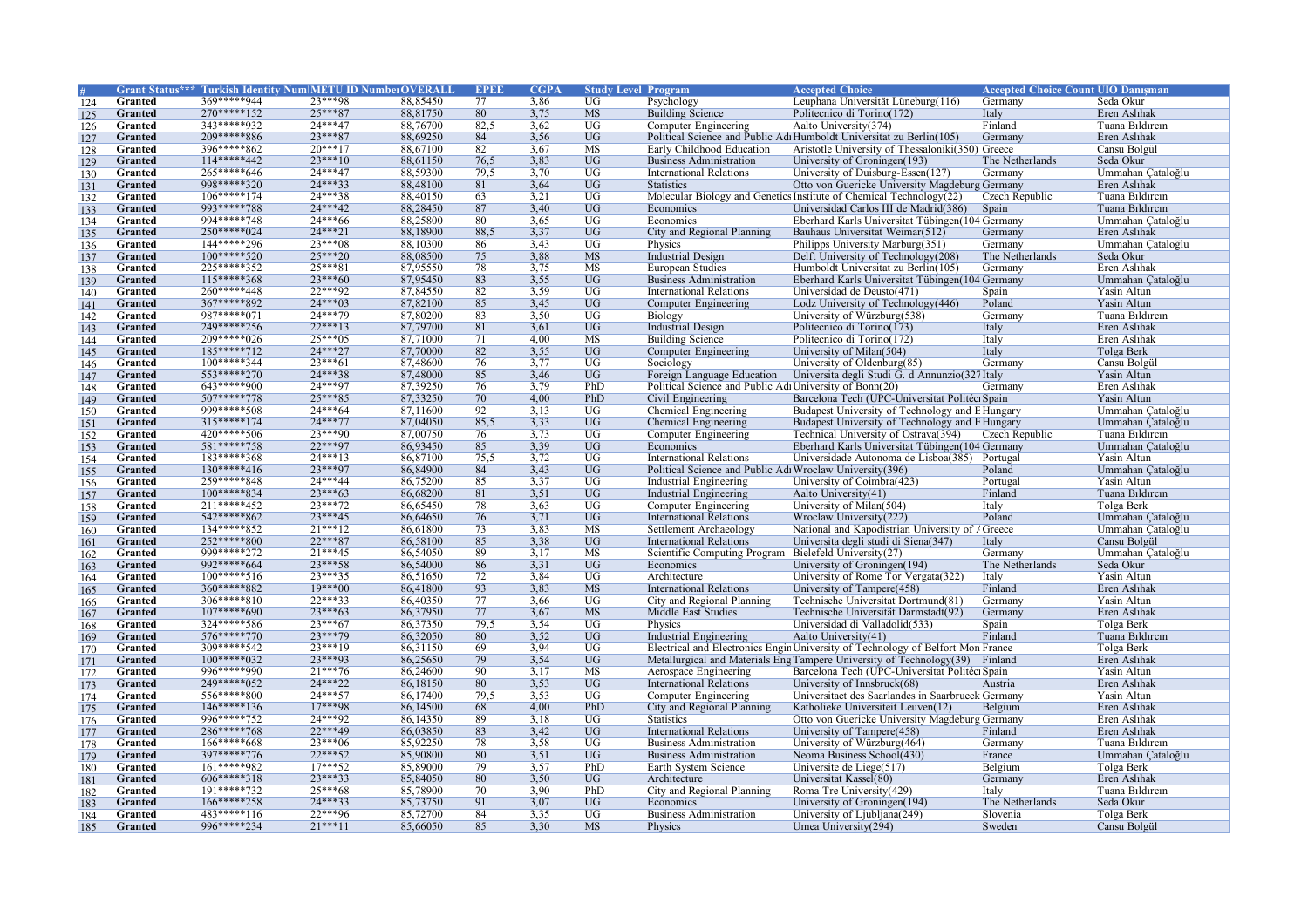| # | Grant Status*** | Turkish Identity Num | METU ID Number | OVERALL | EPEE | CGPA | Study Level | Program | Accepted Choice | Accepted Choice Count | UİO Danışman |
|---|---|---|---|---|---|---|---|---|---|---|---|
| 124 | Granted | 369*****944 | 23***98 | 88,85450 | 77 | 3,86 | UG | Psychology | Leuphana Universität Lüneburg(116) | Germany | Seda Okur |
| 125 | Granted | 270*****152 | 25***87 | 88,81750 | 80 | 3,75 | MS | Building Science | Politecnico di Torino(172) | Italy | Eren Aslıhak |
| 126 | Granted | 343*****932 | 24***47 | 88,76700 | 82,5 | 3,62 | UG | Computer Engineering | Aalto University(374) | Finland | Tuana Bıldırcın |
| 127 | Granted | 209*****886 | 23***87 | 88,69250 | 84 | 3,56 | UG | Political Science and Public Adı | Humboldt Universitat zu Berlin(105) | Germany | Eren Aslıhak |
| 128 | Granted | 396*****862 | 20***17 | 88,67100 | 82 | 3,67 | MS | Early Childhood Education | Aristotle University of Thessaloniki(350) | Greece | Cansu Bolgül |
| 129 | Granted | 114*****442 | 23***10 | 88,61150 | 76,5 | 3,83 | UG | Business Administration | University of Groningen(193) | The Netherlands | Seda Okur |
| 130 | Granted | 265*****646 | 24***47 | 88,59300 | 79,5 | 3,70 | UG | International Relations | University of Duisburg-Essen(127) | Germany | Ummahan Çataloğlu |
| 131 | Granted | 998*****320 | 24***33 | 88,48100 | 81 | 3,64 | UG | Statistics | Otto von Guericke University Magdeburg | Germany | Eren Aslıhak |
| 132 | Granted | 106*****174 | 24***38 | 88,40150 | 63 | 3,21 | UG | Molecular Biology and Genetics | Institute of Chemical Technology(22) | Czech Republic | Tuana Bıldırcın |
| 133 | Granted | 993*****788 | 24***42 | 88,28450 | 87 | 3,40 | UG | Economics | Universidad Carlos III de Madrid(386) | Spain | Tuana Bıldırcın |
| 134 | Granted | 994*****748 | 24***66 | 88,25800 | 80 | 3,65 | UG | Economics | Eberhard Karls Universitat Tübingen(104 | Germany | Ummahan Çataloğlu |
| 135 | Granted | 250*****024 | 24***21 | 88,18900 | 88,5 | 3,37 | UG | City and Regional Planning | Bauhaus Universitat Weimar(512) | Germany | Eren Aslıhak |
| 136 | Granted | 144*****296 | 23***08 | 88,10300 | 86 | 3,43 | UG | Physics | Philipps University Marburg(351) | Germany | Ummahan Çataloğlu |
| 137 | Granted | 100*****520 | 25***20 | 88,08500 | 75 | 3,88 | MS | Industrial Design | Delft University of Technology(208) | The Netherlands | Seda Okur |
| 138 | Granted | 225*****352 | 25***81 | 87,95550 | 78 | 3,75 | MS | European Studies | Humboldt Universitat zu Berlin(105) | Germany | Eren Aslıhak |
| 139 | Granted | 115*****368 | 23***60 | 87,95450 | 83 | 3,55 | UG | Business Administration | Eberhard Karls Universitat Tübingen(104 | Germany | Ummahan Çataloğlu |
| 140 | Granted | 260*****448 | 22***92 | 87,84550 | 82 | 3,59 | UG | International Relations | Universidad de Deusto(471) | Spain | Yasin Altun |
| 141 | Granted | 367*****892 | 24***03 | 87,82100 | 85 | 3,45 | UG | Computer Engineering | Lodz University of Technology(446) | Poland | Yasin Altun |
| 142 | Granted | 987*****071 | 24***79 | 87,80200 | 83 | 3,50 | UG | Biology | University of Würzburg(538) | Germany | Tuana Bıldırcın |
| 143 | Granted | 249*****256 | 22***13 | 87,79700 | 81 | 3,61 | UG | Industrial Design | Politecnico di Torino(173) | Italy | Eren Aslıhak |
| 144 | Granted | 209*****026 | 25***05 | 87,71000 | 71 | 4,00 | MS | Building Science | Politecnico di Torino(172) | Italy | Eren Aslıhak |
| 145 | Granted | 185*****712 | 24***27 | 87,70000 | 82 | 3,55 | UG | Computer Engineering | University of Milan(504) | Italy | Tolga Berk |
| 146 | Granted | 100*****344 | 23***61 | 87,48600 | 76 | 3,77 | UG | Sociology | University of Oldenburg(85) | Germany | Cansu Bolgül |
| 147 | Granted | 553*****270 | 24***38 | 87,48000 | 85 | 3,46 | UG | Foreign Language Education | Universita degli Studi G. d Annunzio(327 | Italy | Yasin Altun |
| 148 | Granted | 643*****900 | 24***97 | 87,39250 | 76 | 3,79 | PhD | Political Science and Public Adı | University of Bonn(20) | Germany | Eren Aslıhak |
| 149 | Granted | 507*****778 | 25***85 | 87,33250 | 70 | 4,00 | PhD | Civil Engineering | Barcelona Tech (UPC-Universitat Politècı | Spain | Yasin Altun |
| 150 | Granted | 999*****508 | 24***64 | 87,11600 | 92 | 3,13 | UG | Chemical Engineering | Budapest University of Technology and E | Hungary | Ummahan Çataloğlu |
| 151 | Granted | 315*****174 | 24***77 | 87,04050 | 85,5 | 3,33 | UG | Chemical Engineering | Budapest University of Technology and E | Hungary | Ummahan Çataloğlu |
| 152 | Granted | 420*****506 | 23***90 | 87,00750 | 76 | 3,73 | UG | Computer Engineering | Technical University of Ostrava(394) | Czech Republic | Tuana Bıldırcın |
| 153 | Granted | 581*****758 | 22***97 | 86,93450 | 85 | 3,39 | UG | Economics | Eberhard Karls Universitat Tübingen(104 | Germany | Ummahan Çataloğlu |
| 154 | Granted | 183*****368 | 24***13 | 86,87100 | 75,5 | 3,72 | UG | International Relations | Universidade Autonoma de Lisboa(385) | Portugal | Yasin Altun |
| 155 | Granted | 130*****416 | 23***97 | 86,84900 | 84 | 3,43 | UG | Political Science and Public Adı | Wroclaw University(396) | Poland | Ummahan Çataloğlu |
| 156 | Granted | 259*****848 | 24***44 | 86,75200 | 85 | 3,37 | UG | Industrial Engineering | University of Coimbra(423) | Portugal | Yasin Altun |
| 157 | Granted | 100*****834 | 23***63 | 86,68200 | 81 | 3,51 | UG | Industrial Engineering | Aalto University(41) | Finland | Tuana Bıldırcın |
| 158 | Granted | 211*****452 | 23***72 | 86,65450 | 78 | 3,63 | UG | Computer Engineering | University of Milan(504) | Italy | Tolga Berk |
| 159 | Granted | 542*****862 | 23***45 | 86,64650 | 76 | 3,71 | UG | International Relations | Wroclaw University(222) | Poland | Ummahan Çataloğlu |
| 160 | Granted | 134*****852 | 21***12 | 86,61800 | 73 | 3,83 | MS | Settlement Archaeology | National and Kapodistrian University of / | Greece | Ummahan Çataloğlu |
| 161 | Granted | 252*****800 | 22***87 | 86,58100 | 85 | 3,38 | UG | International Relations | Universita degli studi di Siena(347) | Italy | Cansu Bolgül |
| 162 | Granted | 999*****272 | 21***45 | 86,54050 | 89 | 3,17 | MS | Scientific Computing Program | Bielefeld University(27) | Germany | Ummahan Çataloğlu |
| 163 | Granted | 992*****664 | 23***58 | 86,54000 | 86 | 3,31 | UG | Economics | University of Groningen(194) | The Netherlands | Seda Okur |
| 164 | Granted | 100*****516 | 23***35 | 86,51650 | 72 | 3,84 | UG | Architecture | University of Rome Tor Vergata(322) | Italy | Yasin Altun |
| 165 | Granted | 360*****882 | 19***00 | 86,41800 | 93 | 3,83 | MS | International Relations | University of Tampere(458) | Finland | Eren Aslıhak |
| 166 | Granted | 306*****810 | 22***33 | 86,40350 | 77 | 3,66 | UG | City and Regional Planning | Technische Universitat Dortmund(81) | Germany | Yasin Altun |
| 167 | Granted | 107*****690 | 23***63 | 86,37950 | 77 | 3,67 | MS | Middle East Studies | Technische Universität Darmstadt(92) | Germany | Eren Aslıhak |
| 168 | Granted | 324*****586 | 23***67 | 86,37350 | 79,5 | 3,54 | UG | Physics | Universidad di Valladolid(533) | Spain | Tolga Berk |
| 169 | Granted | 576*****770 | 23***79 | 86,32050 | 80 | 3,52 | UG | Industrial Engineering | Aalto University(41) | Finland | Tuana Bıldırcın |
| 170 | Granted | 309*****542 | 23***19 | 86,31150 | 69 | 3,94 | UG | Electrical and Electronics Engin | University of Technology of Belfort Mon | France | Tolga Berk |
| 171 | Granted | 100*****032 | 23***93 | 86,25650 | 79 | 3,54 | UG | Metallurgical and Materials Eng | Tampere University of Technology(39) | Finland | Eren Aslıhak |
| 172 | Granted | 996*****990 | 21***76 | 86,24600 | 90 | 3,17 | MS | Aerospace Engineering | Barcelona Tech (UPC-Universitat Politècı | Spain | Yasin Altun |
| 173 | Granted | 249*****052 | 24***22 | 86,18150 | 80 | 3,53 | UG | International Relations | University of Innsbruck(68) | Austria | Eren Aslıhak |
| 174 | Granted | 556*****800 | 24***57 | 86,17400 | 79,5 | 3,53 | UG | Computer Engineering | Universitaet des Saarlandes in Saarbrueck | Germany | Yasin Altun |
| 175 | Granted | 146*****136 | 17***98 | 86,14500 | 68 | 4,00 | PhD | City and Regional Planning | Katholieke Universiteit Leuven(12) | Belgium | Eren Aslıhak |
| 176 | Granted | 996*****752 | 24***92 | 86,14350 | 89 | 3,18 | UG | Statistics | Otto von Guericke University Magdeburg | Germany | Eren Aslıhak |
| 177 | Granted | 286*****768 | 22***49 | 86,03850 | 83 | 3,42 | UG | International Relations | University of Tampere(458) | Finland | Eren Aslıhak |
| 178 | Granted | 166*****668 | 23***06 | 85,92250 | 78 | 3,58 | UG | Business Administration | University of Würzburg(464) | Germany | Tuana Bıldırcın |
| 179 | Granted | 397*****776 | 22***52 | 85,90800 | 80 | 3,51 | UG | Business Administration | Neoma Business School(430) | France | Ummahan Çataloğlu |
| 180 | Granted | 161*****982 | 17***52 | 85,89000 | 79 | 3,57 | PhD | Earth System Science | Universite de Liege(517) | Belgium | Tolga Berk |
| 181 | Granted | 606*****318 | 23***33 | 85,84050 | 80 | 3,50 | UG | Architecture | Universitat Kassel(80) | Germany | Eren Aslıhak |
| 182 | Granted | 191*****732 | 25***68 | 85,78900 | 70 | 3,90 | PhD | City and Regional Planning | Roma Tre University(429) | Italy | Tuana Bıldırcın |
| 183 | Granted | 166*****258 | 24***33 | 85,73750 | 91 | 3,07 | UG | Economics | University of Groningen(194) | The Netherlands | Seda Okur |
| 184 | Granted | 483*****116 | 22***96 | 85,72700 | 84 | 3,35 | UG | Business Administration | University of Ljubljana(249) | Slovenia | Tolga Berk |
| 185 | Granted | 996*****234 | 21***11 | 85,66050 | 85 | 3,30 | MS | Physics | Umea University(294) | Sweden | Cansu Bolgül |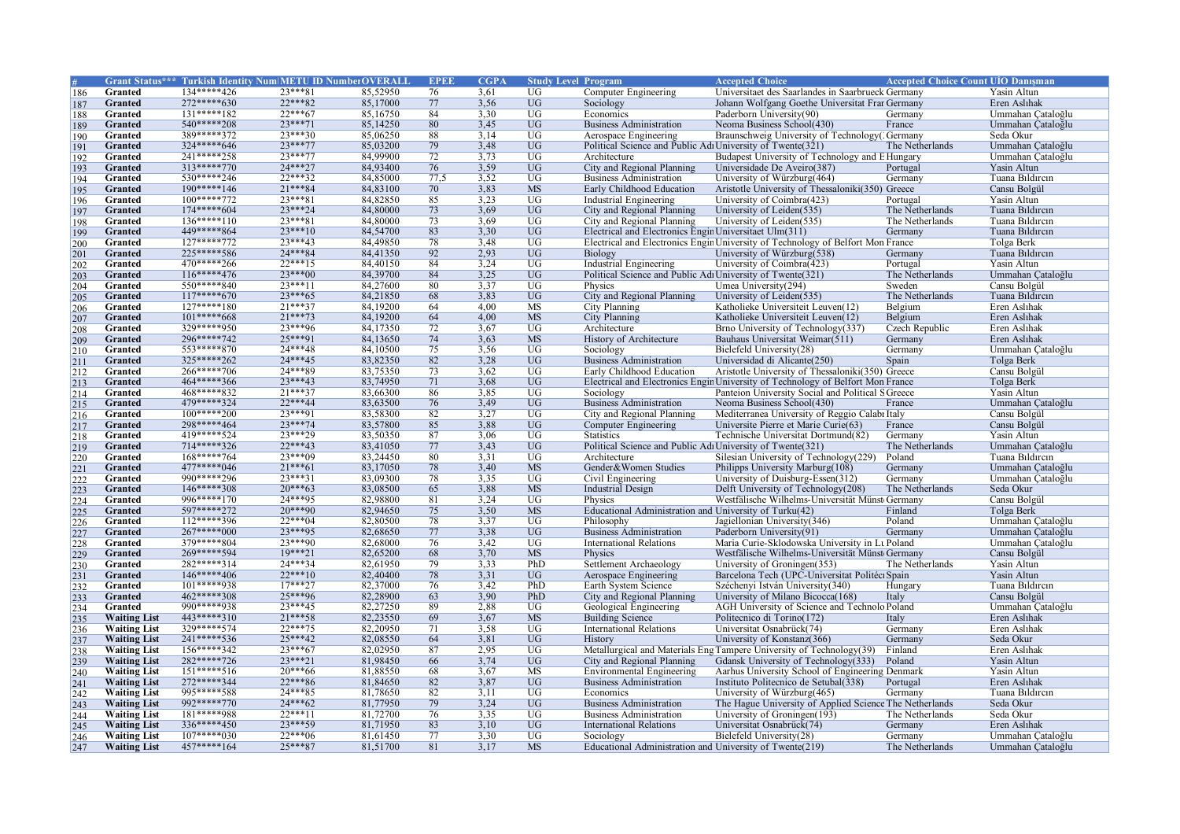| # | Grant Status*** | Turkish Identity Num | METU ID Number | OVERALL | EPEE | CGPA | Study Level | Program | Accepted Choice | Accepted Choice Count | UİO Danışman |
|---|---|---|---|---|---|---|---|---|---|---|---|
| 186 | Granted | 134*****426 | 23***81 | 85,52950 | 76 | 3,61 | UG | Computer Engineering | Universitaet des Saarlandes in Saarbrueck | Germany | Yasin Altun |
| 187 | Granted | 272*****630 | 22***82 | 85,17000 | 77 | 3,56 | UG | Sociology | Johann Wolfgang Goethe Universitat Frar | Germany | Eren Aslıhak |
| 188 | Granted | 131*****182 | 22***67 | 85,16750 | 84 | 3,30 | UG | Economics | Paderborn University(90) | Germany | Ummahan Çataloğlu |
| 189 | Granted | 540*****208 | 23***71 | 85,14250 | 80 | 3,45 | UG | Business Administration | Neoma Business School(430) | France | Ummahan Çataloğlu |
| 190 | Granted | 389*****372 | 23***30 | 85,06250 | 88 | 3,14 | UG | Aerospace Engineering | Braunschweig University of Technology( | Germany | Seda Okur |
| 191 | Granted | 324*****646 | 23***77 | 85,03200 | 79 | 3,48 | UG | Political Science and Public Ad | University of Twente(321) | The Netherlands | Ummahan Çataloğlu |
| 192 | Granted | 241*****258 | 23***77 | 84,99900 | 72 | 3,73 | UG | Architecture | Budapest University of Technology and E | Hungary | Ummahan Çataloğlu |
| 193 | Granted | 313*****770 | 24***27 | 84,93400 | 76 | 3,59 | UG | City and Regional Planning | Universidade De Aveiro(387) | Portugal | Yasin Altun |
| 194 | Granted | 530*****246 | 22***32 | 84,85000 | 77,5 | 3,52 | UG | Business Administration | University of Würzburg(464) | Germany | Tuana Bıldırcın |
| 195 | Granted | 190*****146 | 21***84 | 84,83100 | 70 | 3,83 | MS | Early Childhood Education | Aristotle University of Thessaloniki(350) | Greece | Cansu Bolgül |
| 196 | Granted | 100*****772 | 23***81 | 84,82850 | 85 | 3,23 | UG | Industrial Engineering | University of Coimbra(423) | Portugal | Yasin Altun |
| 197 | Granted | 174*****604 | 23***24 | 84,80000 | 73 | 3,69 | UG | City and Regional Planning | University of Leiden(535) | The Netherlands | Tuana Bıldırcın |
| 198 | Granted | 136*****110 | 23***81 | 84,80000 | 73 | 3,69 | UG | City and Regional Planning | University of Leiden(535) | The Netherlands | Tuana Bıldırcın |
| 199 | Granted | 449*****864 | 23***10 | 84,54700 | 83 | 3,30 | UG | Electrical and Electronics Engin | Universitaet Ulm(311) | Germany | Tuana Bıldırcın |
| 200 | Granted | 127*****772 | 23***43 | 84,49850 | 78 | 3,48 | UG | Electrical and Electronics Engin | University of Technology of Belfort Mon | France | Tolga Berk |
| 201 | Granted | 225*****586 | 24***84 | 84,41350 | 92 | 2,93 | UG | Biology | University of Würzburg(538) | Germany | Tuana Bıldırcın |
| 202 | Granted | 470*****266 | 22***15 | 84,40150 | 84 | 3,24 | UG | Industrial Engineering | University of Coimbra(423) | Portugal | Yasin Altun |
| 203 | Granted | 116*****476 | 23***00 | 84,39700 | 84 | 3,25 | UG | Political Science and Public Ad | University of Twente(321) | The Netherlands | Ummahan Çataloğlu |
| 204 | Granted | 550*****840 | 23***11 | 84,27600 | 80 | 3,37 | UG | Physics | Umea University(294) | Sweden | Cansu Bolgül |
| 205 | Granted | 117*****670 | 23***65 | 84,21850 | 68 | 3,83 | UG | City and Regional Planning | University of Leiden(535) | The Netherlands | Tuana Bıldırcın |
| 206 | Granted | 127*****180 | 21***37 | 84,19200 | 64 | 4,00 | MS | City Planning | Katholieke Universiteit Leuven(12) | Belgium | Eren Aslıhak |
| 207 | Granted | 101*****668 | 21***73 | 84,19200 | 64 | 4,00 | MS | City Planning | Katholieke Universiteit Leuven(12) | Belgium | Eren Aslıhak |
| 208 | Granted | 329*****950 | 23***96 | 84,17350 | 72 | 3,67 | UG | Architecture | Brno University of Technology(337) | Czech Republic | Eren Aslıhak |
| 209 | Granted | 296*****742 | 25***91 | 84,13650 | 74 | 3,63 | MS | History of Architecture | Bauhaus Universitat Weimar(511) | Germany | Eren Aslıhak |
| 210 | Granted | 553*****870 | 24***48 | 84,10500 | 75 | 3,56 | UG | Sociology | Bielefeld University(28) | Germany | Ummahan Çataloğlu |
| 211 | Granted | 325*****262 | 24***45 | 83,82350 | 82 | 3,28 | UG | Business Administration | Universidad di Alicante(250) | Spain | Tolga Berk |
| 212 | Granted | 266*****706 | 24***89 | 83,75350 | 73 | 3,62 | UG | Early Childhood Education | Aristotle University of Thessaloniki(350) | Greece | Cansu Bolgül |
| 213 | Granted | 464*****366 | 23***43 | 83,74950 | 71 | 3,68 | UG | Electrical and Electronics Engin | University of Technology of Belfort Mon | France | Tolga Berk |
| 214 | Granted | 468*****832 | 21***37 | 83,66300 | 86 | 3,85 | UG | Sociology | Panteion University Social and Political S | Greece | Yasin Altun |
| 215 | Granted | 479*****324 | 22***44 | 83,63500 | 76 | 3,49 | UG | Business Administration | Neoma Business School(430) | France | Ummahan Çataloğlu |
| 216 | Granted | 100*****200 | 23***91 | 83,58300 | 82 | 3,27 | UG | City and Regional Planning | Mediterranea University of Reggio Calabr | Italy | Cansu Bolgül |
| 217 | Granted | 298*****464 | 23***74 | 83,57800 | 85 | 3,88 | UG | Computer Engineering | Universite Pierre et Marie Curie(63) | France | Cansu Bolgül |
| 218 | Granted | 419*****524 | 23***29 | 83,50350 | 87 | 3,06 | UG | Statistics | Technische Universitat Dortmund(82) | Germany | Yasin Altun |
| 219 | Granted | 714*****326 | 22***43 | 83,41050 | 77 | 3,43 | UG | Political Science and Public Ad | University of Twente(321) | The Netherlands | Ummahan Çataloğlu |
| 220 | Granted | 168*****764 | 23***09 | 83,24450 | 80 | 3,31 | UG | Architecture | Silesian University of Technology(229) | Poland | Tuana Bıldırcın |
| 221 | Granted | 477*****046 | 21***61 | 83,17050 | 78 | 3,40 | MS | Gender&Women Studies | Philipps University Marburg(108) | Germany | Ummahan Çataloğlu |
| 222 | Granted | 990*****296 | 23***31 | 83,09300 | 78 | 3,35 | UG | Civil Engineering | University of Duisburg-Essen(312) | Germany | Ummahan Çataloğlu |
| 223 | Granted | 146*****308 | 20***63 | 83,08500 | 65 | 3,88 | MS | Industrial Design | Delft University of Technology(208) | The Netherlands | Seda Okur |
| 224 | Granted | 996*****170 | 24***95 | 82,98800 | 81 | 3,24 | UG | Physics | Westfälische Wilhelms-Universität Münst | Germany | Cansu Bolgül |
| 225 | Granted | 597*****272 | 20***90 | 82,94650 | 75 | 3,50 | MS | Educational Administration and | University of Turku(42) | Finland | Tolga Berk |
| 226 | Granted | 112*****396 | 22***04 | 82,80500 | 78 | 3,37 | UG | Philosophy | Jagiellonian University(346) | Poland | Ummahan Çataloğlu |
| 227 | Granted | 267*****000 | 23***95 | 82,68650 | 77 | 3,38 | UG | Business Administration | Paderborn University(91) | Germany | Ummahan Çataloğlu |
| 228 | Granted | 379*****804 | 23***90 | 82,68000 | 76 | 3,42 | UG | International Relations | Maria Curie-Sklodowska University in Lu | Poland | Ummahan Çataloğlu |
| 229 | Granted | 269*****594 | 19***21 | 82,65200 | 68 | 3,70 | MS | Physics | Westfälische Wilhelms-Universität Münst | Germany | Cansu Bolgül |
| 230 | Granted | 282*****314 | 24***34 | 82,61950 | 79 | 3,33 | PhD | Settlement Archaeology | University of Groningen(353) | The Netherlands | Yasin Altun |
| 231 | Granted | 146*****406 | 22***10 | 82,40400 | 78 | 3,31 | UG | Aerospace Engineering | Barcelona Tech (UPC-Universitat Politécn | Spain | Yasin Altun |
| 232 | Granted | 101*****938 | 17***27 | 82,37000 | 76 | 3,42 | PhD | Earth System Science | Széchenyi István University(340) | Hungary | Tuana Bıldırcın |
| 233 | Granted | 462*****308 | 25***96 | 82,28900 | 63 | 3,90 | PhD | City and Regional Planning | University of Milano Bicocca(168) | Italy | Cansu Bolgül |
| 234 | Granted | 990*****938 | 23***45 | 82,27250 | 89 | 2,88 | UG | Geological Engineering | AGH University of Science and Technolo | Poland | Ummahan Çataloğlu |
| 235 | Waiting List | 443*****310 | 21***58 | 82,23550 | 69 | 3,67 | MS | Building Science | Politecnico di Torino(172) | Italy | Eren Aslıhak |
| 236 | Waiting List | 329*****574 | 22***75 | 82,20950 | 71 | 3,58 | UG | International Relations | Universitat Osnabrück(74) | Germany | Eren Aslıhak |
| 237 | Waiting List | 241*****536 | 25***42 | 82,08550 | 64 | 3,81 | UG | History | University of Konstanz(366) | Germany | Seda Okur |
| 238 | Waiting List | 156*****342 | 23***67 | 82,02950 | 87 | 2,95 | UG | Metallurgical and Materials Eng | Tampere University of Technology(39) | Finland | Eren Aslıhak |
| 239 | Waiting List | 282*****726 | 23***21 | 81,98450 | 66 | 3,74 | UG | City and Regional Planning | Gdansk University of Technology(333) | Poland | Yasin Altun |
| 240 | Waiting List | 151*****516 | 20***66 | 81,88550 | 68 | 3,67 | MS | Environmental Engineering | Aarhus University School of Engineering | Denmark | Yasin Altun |
| 241 | Waiting List | 272*****344 | 22***86 | 81,84650 | 82 | 3,87 | UG | Business Administration | Instituto Politecnico de Setubal(338) | Portugal | Eren Aslıhak |
| 242 | Waiting List | 995*****588 | 24***85 | 81,78650 | 82 | 3,11 | UG | Economics | University of Würzburg(465) | Germany | Tuana Bıldırcın |
| 243 | Waiting List | 992*****770 | 24***62 | 81,77950 | 79 | 3,24 | UG | Business Administration | The Hague University of Applied Science | The Netherlands | Seda Okur |
| 244 | Waiting List | 181*****988 | 22***11 | 81,72700 | 76 | 3,35 | UG | Business Administration | University of Groningen(193) | The Netherlands | Seda Okur |
| 245 | Waiting List | 336*****450 | 23***59 | 81,71950 | 83 | 3,10 | UG | International Relations | Universitat Osnabrück(74) | Germany | Eren Aslıhak |
| 246 | Waiting List | 107*****030 | 22***06 | 81,61450 | 77 | 3,30 | UG | Sociology | Bielefeld University(28) | Germany | Ummahan Çataloğlu |
| 247 | Waiting List | 457*****164 | 25***87 | 81,51700 | 81 | 3,17 | MS | Educational Administration and | University of Twente(219) | The Netherlands | Ummahan Çataloğlu |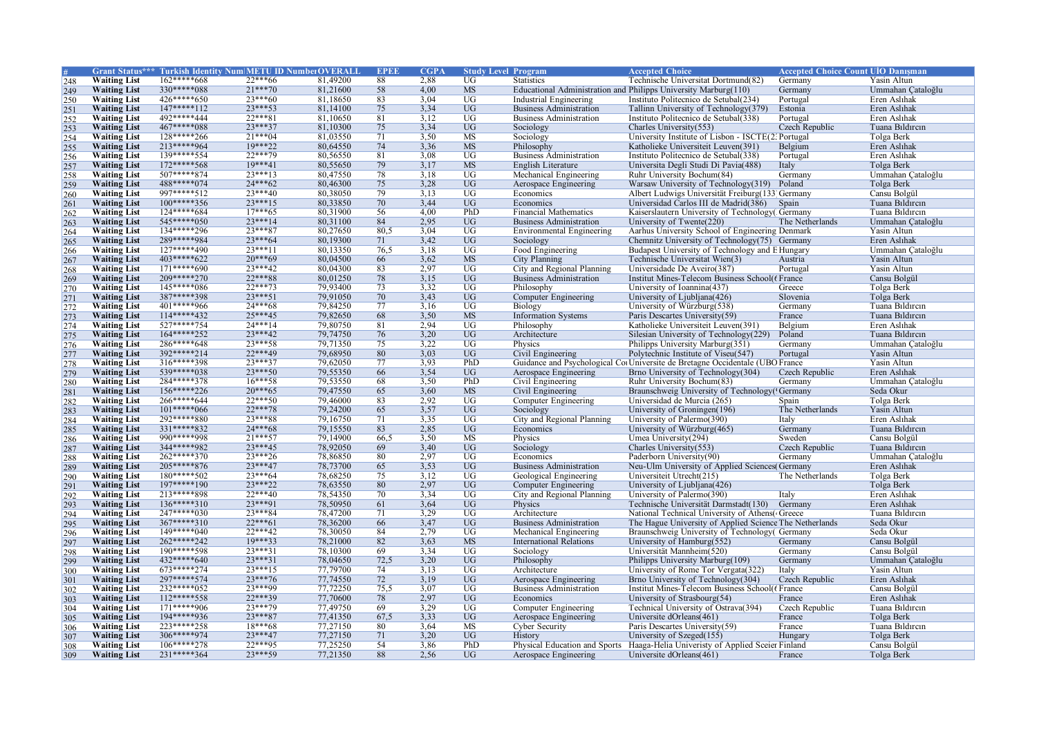| # | Grant Status*** | Turkish Identity Num | METU ID Number | OVERALL | EPEE | CGPA | Study Level | Program | Accepted Choice | Accepted Choice Count | UİO Danışman |
|---|---|---|---|---|---|---|---|---|---|---|---|
| 248 | Waiting List | 162*****668 | 22***66 | 81,49200 | 88 | 2,88 | UG | Statistics | Technische Universitat Dortmund(82) | Germany | Yasin Altun |
| 249 | Waiting List | 330*****088 | 21***70 | 81,21600 | 58 | 4,00 | MS | Educational Administration and | Philipps University Marburg(110) | Germany | Ummahan Çataloğlu |
| 250 | Waiting List | 426*****650 | 23***60 | 81,18650 | 83 | 3,04 | UG | Industrial Engineering | Instituto Politecnico de Setubal(234) | Portugal | Eren Aslıhak |
| 251 | Waiting List | 147*****112 | 23***53 | 81,14100 | 75 | 3,34 | UG | Business Administration | Tallinn University of Technology(379) | Estonia | Eren Aslıhak |
| 252 | Waiting List | 492*****444 | 22***81 | 81,10650 | 81 | 3,12 | UG | Business Administration | Instituto Politecnico de Setubal(338) | Portugal | Eren Aslıhak |
| 253 | Waiting List | 467*****088 | 23***37 | 81,10300 | 75 | 3,34 | UG | Sociology | Charles University(553) | Czech Republic | Tuana Bildırcın |
| 254 | Waiting List | 128*****266 | 21***04 | 81,03550 | 71 | 3,50 | MS | Sociology | University Institute of Lisbon - ISCTE(2 | Portugal | Tolga Berk |
| 255 | Waiting List | 213*****964 | 19***22 | 80,64550 | 74 | 3,36 | MS | Philosophy | Katholieke Universiteit Leuven(391) | Belgium | Eren Aslıhak |
| 256 | Waiting List | 139*****554 | 22***79 | 80,56550 | 81 | 3,08 | UG | Business Administration | Instituto Politecnico de Setubal(338) | Portugal | Eren Aslıhak |
| 257 | Waiting List | 172*****568 | 19***41 | 80,55650 | 79 | 3,17 | MS | English Literature | Universita Degli Studi Di Pavia(488) | Italy | Tolga Berk |
| 258 | Waiting List | 507*****874 | 23***13 | 80,47550 | 78 | 3,18 | UG | Mechanical Engineering | Ruhr University Bochum(84) | Germany | Ummahan Çataloğlu |
| 259 | Waiting List | 488*****074 | 24***62 | 80,46300 | 75 | 3,28 | UG | Aerospace Engineering | Warsaw University of Technology(319) | Poland | Tolga Berk |
| 260 | Waiting List | 997*****512 | 23***40 | 80,38050 | 79 | 3,13 | UG | Economics | Albert Ludwigs Universität Freiburg(133 | Germany | Cansu Bolgül |
| 261 | Waiting List | 100*****356 | 23***15 | 80,33850 | 70 | 3,44 | UG | Economics | Universidad Carlos III de Madrid(386) | Spain | Tuana Bildırcın |
| 262 | Waiting List | 124*****684 | 17***65 | 80,31900 | 56 | 4,00 | PhD | Financial Mathematics | Kaiserslautern University of Technology( | Germany | Tuana Bildırcın |
| 263 | Waiting List | 545*****050 | 23***14 | 80,31100 | 84 | 2,95 | UG | Business Administration | University of Twente(220) | The Netherlands | Ummahan Çataloğlu |
| 264 | Waiting List | 134*****296 | 23***87 | 80,27650 | 80,5 | 3,04 | UG | Environmental Engineering | Aarhus University School of Engineering | Denmark | Yasin Altun |
| 265 | Waiting List | 289*****984 | 23***64 | 80,19300 | 71 | 3,42 | UG | Sociology | Chemnitz University of Technology(75) | Germany | Eren Aslıhak |
| 266 | Waiting List | 127*****490 | 23***11 | 80,13350 | 76,5 | 3,18 | UG | Food Engineering | Budapest University of Technology and E | Hungary | Ummahan Çataloğlu |
| 267 | Waiting List | 403*****622 | 20***69 | 80,04500 | 66 | 3,62 | MS | City Planning | Technische Universitat Wien(3) | Austria | Yasin Altun |
| 268 | Waiting List | 171*****690 | 23***42 | 80,04300 | 83 | 2,97 | UG | City and Regional Planning | Universidade De Aveiro(387) | Portugal | Yasin Altun |
| 269 | Waiting List | 209*****270 | 22***88 | 80,01250 | 78 | 3,15 | UG | Business Administration | Institut Mines-Telecom Business School( | France | Cansu Bolgül |
| 270 | Waiting List | 145*****086 | 22***73 | 79,93400 | 73 | 3,32 | UG | Philosophy | University of Ioannina(437) | Greece | Tolga Berk |
| 271 | Waiting List | 387*****398 | 23***51 | 79,91050 | 70 | 3,43 | UG | Computer Engineering | University of Ljubljana(426) | Slovenia | Tolga Berk |
| 272 | Waiting List | 401*****966 | 24***68 | 79,84250 | 77 | 3,16 | UG | Biology | University of Würzburg(538) | Germany | Tuana Bildırcın |
| 273 | Waiting List | 114*****432 | 25***45 | 79,82650 | 68 | 3,50 | MS | Information Systems | Paris Descartes University(59) | France | Tuana Bildırcın |
| 274 | Waiting List | 527*****754 | 24***14 | 79,80750 | 81 | 2,94 | UG | Philosophy | Katholieke Universiteit Leuven(391) | Belgium | Eren Aslıhak |
| 275 | Waiting List | 164*****252 | 23***42 | 79,74750 | 76 | 3,20 | UG | Architecture | Silesian University of Technology(229) | Poland | Tuana Bildırcın |
| 276 | Waiting List | 286*****648 | 23***58 | 79,71350 | 75 | 3,22 | UG | Physics | Philipps University Marburg(351) | Germany | Ummahan Çataloğlu |
| 277 | Waiting List | 392*****214 | 22***49 | 79,68950 | 80 | 3,03 | UG | Civil Engineering | Polytechnic Institute of Viseu(547) | Portugal | Yasin Altun |
| 278 | Waiting List | 316*****398 | 23***37 | 79,62050 | 77 | 3,93 | PhD | Guidance and Psychological Co | Universite de Bretagne Occidentale (UBO | France | Yasin Altun |
| 279 | Waiting List | 539*****038 | 23***50 | 79,55350 | 66 | 3,54 | UG | Aerospace Engineering | Brno University of Technology(304) | Czech Republic | Eren Aslıhak |
| 280 | Waiting List | 284*****378 | 16***58 | 79,53550 | 68 | 3,50 | PhD | Civil Engineering | Ruhr University Bochum(83) | Germany | Ummahan Çataloğlu |
| 281 | Waiting List | 156*****226 | 20***65 | 79,47550 | 65 | 3,60 | MS | Civil Engineering | Braunschweig University of Technology( | Germany | Seda Okur |
| 282 | Waiting List | 266*****644 | 22***50 | 79,46000 | 83 | 2,92 | UG | Computer Engineering | Universidad de Murcia (265) | Spain | Tolga Berk |
| 283 | Waiting List | 101*****066 | 22***78 | 79,24200 | 65 | 3,57 | UG | Sociology | University of Groningen(196) | The Netherlands | Yasin Altun |
| 284 | Waiting List | 292*****880 | 23***88 | 79,16750 | 71 | 3,35 | UG | City and Regional Planning | University of Palermo(390) | Italy | Eren Aslıhak |
| 285 | Waiting List | 331*****832 | 24***68 | 79,15550 | 83 | 2,85 | UG | Economics | University of Würzburg(465) | Germany | Tuana Bildırcın |
| 286 | Waiting List | 990*****998 | 21***57 | 79,14900 | 66,5 | 3,50 | MS | Physics | Umea University(294) | Sweden | Cansu Bolgül |
| 287 | Waiting List | 344*****982 | 23***45 | 78,92050 | 69 | 3,40 | UG | Sociology | Charles University(553) | Czech Republic | Tuana Bildırcın |
| 288 | Waiting List | 262*****370 | 23***26 | 78,86850 | 80 | 2,97 | UG | Economics | Paderborn University(90) | Germany | Ummahan Çataloğlu |
| 289 | Waiting List | 205*****876 | 23***47 | 78,73700 | 65 | 3,53 | UG | Business Administration | Neu-Ulm University of Applied Sciences( | Germany | Eren Aslıhak |
| 290 | Waiting List | 180*****502 | 23***64 | 78,68250 | 75 | 3,12 | UG | Geological Engineering | Universiteit Utrecht(215) | The Netherlands | Tolga Berk |
| 291 | Waiting List | 197*****190 | 23***22 | 78,63550 | 80 | 2,97 | UG | Computer Engineering | University of Ljubljana(426) | | Tolga Berk |
| 292 | Waiting List | 213*****898 | 22***40 | 78,54350 | 70 | 3,34 | UG | City and Regional Planning | University of Palermo(390) | Italy | Eren Aslıhak |
| 293 | Waiting List | 136*****310 | 23***91 | 78,50950 | 61 | 3,64 | UG | Physics | Technische Universität Darmstadt(130) | Germany | Eren Aslıhak |
| 294 | Waiting List | 247*****030 | 23***84 | 78,47200 | 71 | 3,29 | UG | Architecture | National Technical University of Athens( | Greece | Tuana Bildırcın |
| 295 | Waiting List | 367*****310 | 22***61 | 78,36200 | 66 | 3,47 | UG | Business Administration | The Hague University of Applied Science | The Netherlands | Seda Okur |
| 296 | Waiting List | 149*****040 | 22***42 | 78,30050 | 84 | 2,79 | UG | Mechanical Engineering | Braunschweig University of Technology( | Germany | Seda Okur |
| 297 | Waiting List | 262*****242 | 19***33 | 78,21000 | 82 | 3,63 | MS | International Relations | University of Hamburg(552) | Germany | Cansu Bolgül |
| 298 | Waiting List | 190*****598 | 23***31 | 78,10300 | 69 | 3,34 | UG | Sociology | Universität Mannheim(520) | Germany | Cansu Bolgül |
| 299 | Waiting List | 432*****640 | 23***31 | 78,04650 | 72,5 | 3,20 | UG | Philosophy | Philipps University Marburg(109) | Germany | Ummahan Çataloğlu |
| 300 | Waiting List | 673*****274 | 23***15 | 77,79700 | 74 | 3,13 | UG | Architecture | University of Rome Tor Vergata(322) | Italy | Yasin Altun |
| 301 | Waiting List | 297*****574 | 23***76 | 77,74550 | 72 | 3,19 | UG | Aerospace Engineering | Brno University of Technology(304) | Czech Republic | Eren Aslıhak |
| 302 | Waiting List | 232*****052 | 23***99 | 77,72250 | 75,5 | 3,07 | UG | Business Administration | Institut Mines-Telecom Business School( | France | Cansu Bolgül |
| 303 | Waiting List | 112*****558 | 22***39 | 77,70600 | 78 | 2,97 | UG | Economics | University of Strasbourg(54) | France | Eren Aslıhak |
| 304 | Waiting List | 171*****906 | 23***79 | 77,49750 | 69 | 3,29 | UG | Computer Engineering | Technical University of Ostrava(394) | Czech Republic | Tuana Bildırcın |
| 305 | Waiting List | 194*****936 | 23***87 | 77,41350 | 67,5 | 3,33 | UG | Aerospace Engineering | Universite dOrleans(461) | France | Tolga Berk |
| 306 | Waiting List | 223*****258 | 18***68 | 77,27150 | 80 | 3,64 | MS | Cyber Security | Paris Descartes University(59) | France | Tuana Bildırcın |
| 307 | Waiting List | 306*****974 | 23***47 | 77,27150 | 71 | 3,20 | UG | History | University of Szeged(155) | Hungary | Tolga Berk |
| 308 | Waiting List | 106*****278 | 22***95 | 77,25250 | 54 | 3,86 | PhD | Physical Education and Sports | Haaga-Helia Univeristy of Applied Sceier | Finland | Cansu Bolgül |
| 309 | Waiting List | 231*****364 | 23***59 | 77,21350 | 88 | 2,56 | UG | Aerospace Engineering | Universite dOrleans(461) | France | Tolga Berk |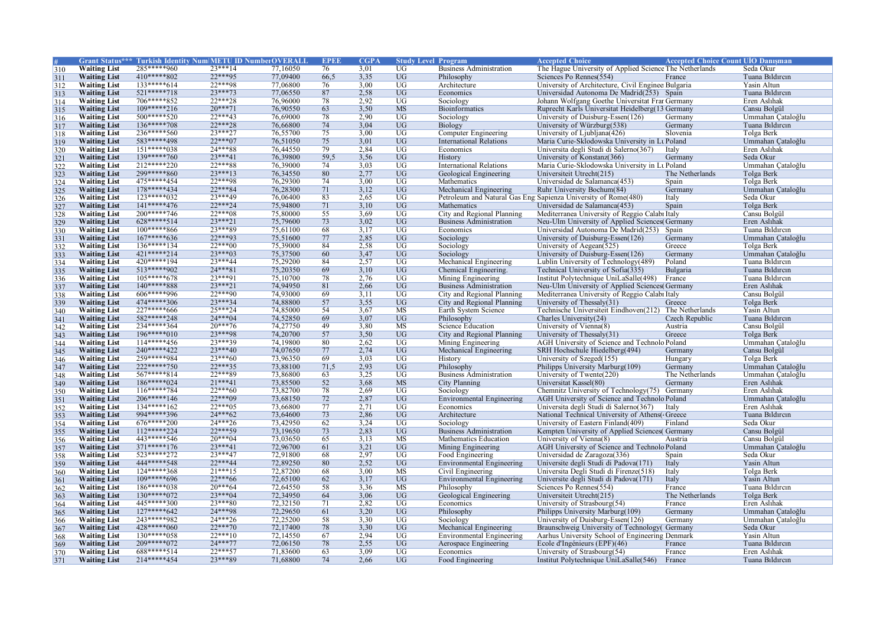| # | Grant Status*** | Turkish Identity Num | METU ID Number | OVERALL | EPEE | CGPA | Study Level | Program | Accepted Choice | Accepted Choice Count | UİO Danışman |
|---|---|---|---|---|---|---|---|---|---|---|---|
| 310 | Waiting List | 285*****960 | 23***14 | 77,16050 | 76 | 3,01 | UG | Business Administration | The Hague University of Applied Science | The Netherlands | Seda Okur |
| 311 | Waiting List | 410*****802 | 22***95 | 77,09400 | 66,5 | 3,35 | UG | Philosophy | Sciences Po Rennes(554) | France | Tuana Bıldırcın |
| 312 | Waiting List | 133*****614 | 22***98 | 77,06800 | 76 | 3,00 | UG | Architecture | University of Architecture, Civil Enginee | Bulgaria | Yasin Altun |
| 313 | Waiting List | 521*****718 | 23***73 | 77,06550 | 87 | 2,58 | UG | Economics | Universidad Autonoma De Madrid(253) | Spain | Tuana Bıldırcın |
| 314 | Waiting List | 706*****852 | 22***28 | 76,96000 | 78 | 2,92 | UG | Sociology | Johann Wolfgang Goethe Universitat Frar | Germany | Eren Aslıhak |
| 315 | Waiting List | 109*****216 | 20***71 | 76,90550 | 63 | 3,50 | MS | Bioinformatics | Ruprecht Karls Universitat Heidelberg(13 | Germany | Cansu Bolgül |
| 316 | Waiting List | 500*****520 | 22***43 | 76,69000 | 78 | 2,90 | UG | Sociology | University of Duisburg-Essen(126) | Germany | Ummahan Çataloğlu |
| 317 | Waiting List | 136*****708 | 22***28 | 76,66800 | 74 | 3,04 | UG | Biology | University of Würzburg(538) | Germany | Tuana Bıldırcın |
| 318 | Waiting List | 236*****560 | 23***27 | 76,55700 | 75 | 3,00 | UG | Computer Engineering | University of Ljubljana(426) | Slovenia | Tolga Berk |
| 319 | Waiting List | 583*****498 | 22***07 | 76,51050 | 75 | 3,01 | UG | International Relations | Maria Curie-Sklodowska University in Lu | Poland | Ummahan Çataloğlu |
| 320 | Waiting List | 151*****038 | 24***88 | 76,44550 | 79 | 2,84 | UG | Economics | Universita degli Studi di Salerno(367) | Italy | Eren Aslıhak |
| 321 | Waiting List | 139*****760 | 23***41 | 76,39800 | 59,5 | 3,56 | UG | History | University of Konstanz(366) | Germany | Seda Okur |
| 322 | Waiting List | 212*****220 | 22***88 | 76,39000 | 74 | 3,03 | UG | International Relations | Maria Curie-Sklodowska University in Lu | Poland | Ummahan Çataloğlu |
| 323 | Waiting List | 299*****860 | 23***13 | 76,34550 | 80 | 2,77 | UG | Geological Engineering | Universiteit Utrecht(215) | The Netherlands | Tolga Berk |
| 324 | Waiting List | 475*****454 | 22***98 | 76,29300 | 74 | 3,00 | UG | Mathematics | Universidad de Salamanca(453) | Spain | Tolga Berk |
| 325 | Waiting List | 178*****434 | 22***84 | 76,28300 | 71 | 3,12 | UG | Mechanical Engineering | Ruhr University Bochum(84) | Germany | Ummahan Çataloğlu |
| 326 | Waiting List | 123*****032 | 23***49 | 76,06400 | 83 | 2,65 | UG | Petroleum and Natural Gas Eng | Sapienza University of Rome(480) | Italy | Seda Okur |
| 327 | Waiting List | 141*****476 | 22***24 | 75,94800 | 71 | 3,10 | UG | Mathematics | Universidad de Salamanca(453) | Spain | Tolga Berk |
| 328 | Waiting List | 200*****746 | 22***08 | 75,80000 | 55 | 3,69 | UG | City and Regional Planning | Mediterranea University of Reggio Calabı | Italy | Cansu Bolgül |
| 329 | Waiting List | 628*****514 | 23***21 | 75,79600 | 73 | 3,02 | UG | Business Administration | Neu-Ulm University of Applied Sciences( | Germany | Eren Aslıhak |
| 330 | Waiting List | 100*****866 | 23***89 | 75,61100 | 68 | 3,17 | UG | Economics | Universidad Autonoma De Madrid(253) | Spain | Tuana Bıldırcın |
| 331 | Waiting List | 167*****636 | 22***93 | 75,51600 | 77 | 2,85 | UG | Sociology | University of Duisburg-Essen(126) | Germany | Ummahan Çataloğlu |
| 332 | Waiting List | 136*****134 | 22***00 | 75,39000 | 84 | 2,58 | UG | Sociology | University of Aegean(525) | Greece | Tolga Berk |
| 333 | Waiting List | 421*****214 | 23***03 | 75,37500 | 60 | 3,47 | UG | Sociology | University of Duisburg-Essen(126) | Germany | Ummahan Çataloğlu |
| 334 | Waiting List | 420*****194 | 23***44 | 75,29200 | 84 | 2,57 | UG | Mechanical Engineering | Lublin University of Technology(489) | Poland | Tuana Bıldırcın |
| 335 | Waiting List | 513*****902 | 24***81 | 75,20350 | 69 | 3,10 | UG | Chemical Engineering. | Technical University of Sofia(335) | Bulgaria | Tuana Bıldırcın |
| 336 | Waiting List | 105*****678 | 23***91 | 75,10700 | 78 | 2,76 | UG | Mining Engineering | Institut Polytechnique UniLaSalle(498) | France | Tuana Bıldırcın |
| 337 | Waiting List | 140*****888 | 23***21 | 74,94950 | 81 | 2,66 | UG | Business Administration | Neu-Ulm University of Applied Sciences( | Germany | Eren Aslıhak |
| 338 | Waiting List | 606*****996 | 22***90 | 74,93000 | 69 | 3,11 | UG | City and Regional Planning | Mediterranea University of Reggio Calabı | Italy | Cansu Bolgül |
| 339 | Waiting List | 474*****306 | 23***34 | 74,88800 | 57 | 3,55 | UG | City and Regional Planning | University of Thessaly(31) | Greece | Tolga Berk |
| 340 | Waiting List | 227*****666 | 25***24 | 74,85000 | 54 | 3,67 | MS | Earth System Science | Technische Universiteit Eindhoven(212) | The Netherlands | Yasin Altun |
| 341 | Waiting List | 582*****248 | 24***04 | 74,52850 | 69 | 3,07 | UG | Philosophy | Charles University(24) | Czech Republic | Tuana Bıldırcın |
| 342 | Waiting List | 234*****364 | 20***76 | 74,27750 | 49 | 3,80 | MS | Science Education | University of Vienna(8) | Austria | Cansu Bolgül |
| 343 | Waiting List | 196*****010 | 23***98 | 74,20700 | 57 | 3,50 | UG | City and Regional Planning | University of Thessaly(31) | Greece | Tolga Berk |
| 344 | Waiting List | 114*****456 | 23***39 | 74,19800 | 80 | 2,62 | UG | Mining Engineering | AGH University of Science and Technolo | Poland | Ummahan Çataloğlu |
| 345 | Waiting List | 240*****422 | 23***40 | 74,07650 | 77 | 2,74 | UG | Mechanical Engineering | SRH Hochschule Hiedelberg(494) | Germany | Cansu Bolgül |
| 346 | Waiting List | 259*****984 | 23***60 | 73,96350 | 69 | 3,03 | UG | History | University of Szeged(155) | Hungary | Tolga Berk |
| 347 | Waiting List | 222*****750 | 22***35 | 73,88100 | 71,5 | 2,93 | UG | Philosophy | Philipps University Marburg(109) | Germany | Ummahan Çataloğlu |
| 348 | Waiting List | 567*****814 | 22***89 | 73,86800 | 63 | 3,25 | UG | Business Administration | University of Twente(220) | The Netherlands | Ummahan Çataloğlu |
| 349 | Waiting List | 186*****024 | 21***41 | 73,85500 | 52 | 3,68 | MS | City Planning | Universitat Kassel(80) | Germany | Eren Aslıhak |
| 350 | Waiting List | 116*****784 | 22***60 | 73,82700 | 78 | 2,69 | UG | Sociology | Chemnitz University of Technology(75) | Germany | Eren Aslıhak |
| 351 | Waiting List | 206*****146 | 22***09 | 73,68150 | 72 | 2,87 | UG | Environmental Engineering | AGH University of Science and Technolo | Poland | Ummahan Çataloğlu |
| 352 | Waiting List | 134*****162 | 22***05 | 73,66800 | 77 | 2,71 | UG | Economics | Universita degli Studi di Salerno(367) | Italy | Eren Aslıhak |
| 353 | Waiting List | 994*****396 | 24***62 | 73,64600 | 73 | 2,86 | UG | Architecture | National Technical University of Athens( | Greece | Tuana Bıldırcın |
| 354 | Waiting List | 676*****200 | 24***26 | 73,42950 | 62 | 3,24 | UG | Sociology | University of Eastern Finland(409) | Finland | Seda Okur |
| 355 | Waiting List | 112*****224 | 22***59 | 73,19650 | 73 | 2,83 | UG | Business Administration | Kempten University of Applied Sciences( | Germany | Cansu Bolgül |
| 356 | Waiting List | 443*****546 | 20***04 | 73,03650 | 65 | 3,13 | MS | Mathematics Education | University of Vienna(8) | Austria | Cansu Bolgül |
| 357 | Waiting List | 371*****176 | 23***41 | 72,96700 | 60 | 3,21 | UG | Mining Engineering | AGH University of Science and Technolo | Poland | Ummahan Çataloğlu |
| 358 | Waiting List | 523*****272 | 23***47 | 72,91800 | 68 | 2,97 | UG | Food Engineering | Universidad de Zaragoza(336) | Spain | Seda Okur |
| 359 | Waiting List | 444*****548 | 22***44 | 72,89250 | 80 | 2,52 | UG | Environmental Engineering | Universite degli Studi di Padova(171) | Italy | Yasin Altun |
| 360 | Waiting List | 124*****368 | 21***15 | 72,87200 | 68 | 3,00 | MS | Civil Engineering | Universita Degli Studi di Firenze(518) | Italy | Tolga Berk |
| 361 | Waiting List | 109*****696 | 22***66 | 72,65100 | 62 | 3,17 | UG | Environmental Engineering | Universite degli Studi di Padova(171) | Italy | Yasin Altun |
| 362 | Waiting List | 186*****038 | 20***64 | 72,64550 | 58 | 3,36 | MS | Philosophy | Sciences Po Rennes(554) | France | Tuana Bıldırcın |
| 363 | Waiting List | 130*****072 | 23***04 | 72,34950 | 64 | 3,06 | UG | Geological Engineering | Universiteit Utrecht(215) | The Netherlands | Tolga Berk |
| 364 | Waiting List | 445*****300 | 23***80 | 72,32150 | 71 | 2,82 | UG | Economics | University of Strasbourg(54) | France | Eren Aslıhak |
| 365 | Waiting List | 127*****642 | 24***98 | 72,29650 | 61 | 3,20 | UG | Philosophy | Philipps University Marburg(109) | Germany | Ummahan Çataloğlu |
| 366 | Waiting List | 243*****982 | 24***26 | 72,25200 | 58 | 3,30 | UG | Sociology | University of Duisburg-Essen(126) | Germany | Ummahan Çataloğlu |
| 367 | Waiting List | 428*****060 | 22***70 | 72,17400 | 78 | 3,30 | UG | Mechanical Engineering | Braunschweig University of Technology( | Germany | Seda Okur |
| 368 | Waiting List | 130*****058 | 22***10 | 72,14550 | 67 | 2,94 | UG | Environmental Engineering | Aarhus University School of Engineering | Denmark | Yasin Altun |
| 369 | Waiting List | 209*****072 | 24***77 | 72,06150 | 78 | 2,55 | UG | Aerospace Engineering | Ecole d'Ingénieurs (EPF)(46) | France | Tuana Bıldırcın |
| 370 | Waiting List | 688*****514 | 22***57 | 71,83600 | 63 | 3,09 | UG | Economics | University of Strasbourg(54) | France | Eren Aslıhak |
| 371 | Waiting List | 214*****454 | 23***89 | 71,68800 | 74 | 2,66 | UG | Food Engineering | Institut Polytechnique UniLaSalle(546) | France | Tuana Bıldırcın |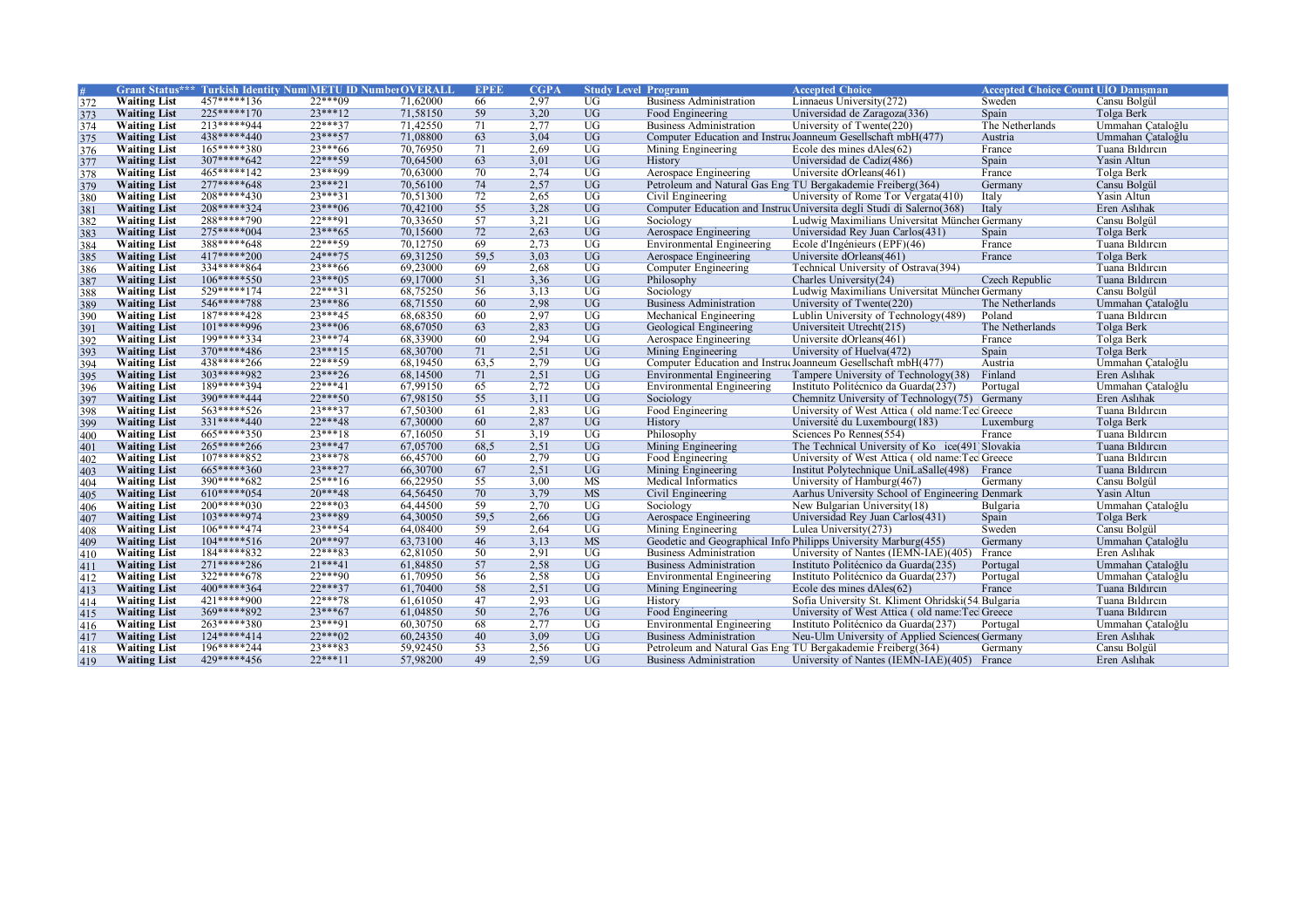| # | Grant Status*** | Turkish Identity Num | METU ID Number | OVERALL | EPEE | CGPA | Study Level | Program | Accepted Choice | Accepted Choice Count | UİO Danışman |
|---|---|---|---|---|---|---|---|---|---|---|---|
| 372 | Waiting List | 457*****136 | 22***09 | 71,62000 | 66 | 2,97 | UG | Business Administration | Linnaeus University(272) | Sweden | Cansu Bolgül |
| 373 | Waiting List | 225*****170 | 23***12 | 71,58150 | 59 | 3,20 | UG | Food Engineering | Universidad de Zaragoza(336) | Spain | Tolga Berk |
| 374 | Waiting List | 213*****944 | 22***37 | 71,42550 | 71 | 2,77 | UG | Business Administration | University of Twente(220) | The Netherlands | Ummahan Çataloğlu |
| 375 | Waiting List | 438*****440 | 23***57 | 71,08800 | 63 | 3,04 | UG | Computer Education and Instruc | Joanneum Gesellschaft mbH(477) | Austria | Ummahan Çataloğlu |
| 376 | Waiting List | 165*****380 | 23***66 | 70,76950 | 71 | 2,69 | UG | Mining Engineering | Ecole des mines dAles(62) | France | Tuana Bıldırcın |
| 377 | Waiting List | 307*****642 | 22***59 | 70,64500 | 63 | 3,01 | UG | History | Universidad de Cadiz(486) | Spain | Yasin Altun |
| 378 | Waiting List | 465*****142 | 23***99 | 70,63000 | 70 | 2,74 | UG | Aerospace Engineering | Universite dOrleans(461) | France | Tolga Berk |
| 379 | Waiting List | 277*****648 | 23***21 | 70,56100 | 74 | 2,57 | UG | Petroleum and Natural Gas Eng | TU Bergakademie Freiberg(364) | Germany | Cansu Bolgül |
| 380 | Waiting List | 208*****430 | 23***31 | 70,51300 | 72 | 2,65 | UG | Civil Engineering | University of Rome Tor Vergata(410) | Italy | Yasin Altun |
| 381 | Waiting List | 208*****324 | 23***06 | 70,42100 | 55 | 3,28 | UG | Computer Education and Instruc | Universita degli Studi di Salerno(368) | Italy | Eren Aslıhak |
| 382 | Waiting List | 288*****790 | 22***91 | 70,33650 | 57 | 3,21 | UG | Sociology | Ludwig Maximilians Universitat Münche | Germany | Cansu Bolgül |
| 383 | Waiting List | 275*****004 | 23***65 | 70,15600 | 72 | 2,63 | UG | Aerospace Engineering | Universidad Rey Juan Carlos(431) | Spain | Tolga Berk |
| 384 | Waiting List | 388*****648 | 22***59 | 70,12750 | 69 | 2,73 | UG | Environmental Engineering | Ecole d'Ingénieurs (EPF)(46) | France | Tuana Bıldırcın |
| 385 | Waiting List | 417*****200 | 24***75 | 69,31250 | 59,5 | 3,03 | UG | Aerospace Engineering | Universite dOrleans(461) | France | Tolga Berk |
| 386 | Waiting List | 334*****864 | 23***66 | 69,23000 | 69 | 2,68 | UG | Computer Engineering | Technical University of Ostrava(394) | | Tuana Bıldırcın |
| 387 | Waiting List | 106*****550 | 23***05 | 69,17000 | 51 | 3,36 | UG | Philosophy | Charles University(24) | Czech Republic | Tuana Bıldırcın |
| 388 | Waiting List | 529*****174 | 22***31 | 68,75250 | 56 | 3,13 | UG | Sociology | Ludwig Maximilians Universitat Münche | Germany | Cansu Bolgül |
| 389 | Waiting List | 546*****788 | 23***86 | 68,71550 | 60 | 2,98 | UG | Business Administration | University of Twente(220) | The Netherlands | Ummahan Çataloğlu |
| 390 | Waiting List | 187*****428 | 23***45 | 68,68350 | 60 | 2,97 | UG | Mechanical Engineering | Lublin University of Technology(489) | Poland | Tuana Bıldırcın |
| 391 | Waiting List | 101*****996 | 23***06 | 68,67050 | 63 | 2,83 | UG | Geological Engineering | Universiteit Utrecht(215) | The Netherlands | Tolga Berk |
| 392 | Waiting List | 199*****334 | 23***74 | 68,33900 | 60 | 2,94 | UG | Aerospace Engineering | Universite dOrleans(461) | France | Tolga Berk |
| 393 | Waiting List | 370*****486 | 23***15 | 68,30700 | 71 | 2,51 | UG | Mining Engineering | University of Huelva(472) | Spain | Tolga Berk |
| 394 | Waiting List | 438*****266 | 22***59 | 68,19450 | 63,5 | 2,79 | UG | Computer Education and Instruc | Joanneum Gesellschaft mbH(477) | Austria | Ummahan Çataloğlu |
| 395 | Waiting List | 303*****982 | 23***26 | 68,14500 | 71 | 2,51 | UG | Environmental Engineering | Tampere University of Technology(38) | Finland | Eren Aslıhak |
| 396 | Waiting List | 189*****394 | 22***41 | 67,99150 | 65 | 2,72 | UG | Environmental Engineering | Instituto Politécnico da Guarda(237) | Portugal | Ummahan Çataloğlu |
| 397 | Waiting List | 390*****444 | 22***50 | 67,98150 | 55 | 3,11 | UG | Sociology | Chemnitz University of Technology(75) | Germany | Eren Aslıhak |
| 398 | Waiting List | 563*****526 | 23***37 | 67,50300 | 61 | 2,83 | UG | Food Engineering | University of West Attica ( old name:Tec | Greece | Tuana Bıldırcın |
| 399 | Waiting List | 331*****440 | 22***48 | 67,30000 | 60 | 2,87 | UG | History | Université du Luxembourg(183) | Luxemburg | Tolga Berk |
| 400 | Waiting List | 665*****350 | 23***18 | 67,16050 | 51 | 3,19 | UG | Philosophy | Sciences Po Rennes(554) | France | Tuana Bıldırcın |
| 401 | Waiting List | 265*****266 | 23***47 | 67,05700 | 68,5 | 2,51 | UG | Mining Engineering | The Technical University of Ko ice(491) | Slovakia | Tuana Bıldırcın |
| 402 | Waiting List | 107*****852 | 23***78 | 66,45700 | 60 | 2,79 | UG | Food Engineering | University of West Attica ( old name:Tec | Greece | Tuana Bıldırcın |
| 403 | Waiting List | 665*****360 | 23***27 | 66,30700 | 67 | 2,51 | UG | Mining Engineering | Institut Polytechnique UniLaSalle(498) | France | Tuana Bıldırcın |
| 404 | Waiting List | 390*****682 | 25***16 | 66,22950 | 55 | 3,00 | MS | Medical Informatics | University of Hamburg(467) | Germany | Cansu Bolgül |
| 405 | Waiting List | 610*****054 | 20***48 | 64,56450 | 70 | 3,79 | MS | Civil Engineering | Aarhus University School of Engineering | Denmark | Yasin Altun |
| 406 | Waiting List | 200*****030 | 22***03 | 64,44500 | 59 | 2,70 | UG | Sociology | New Bulgarian University(18) | Bulgaria | Ummahan Çataloğlu |
| 407 | Waiting List | 103*****974 | 23***89 | 64,30050 | 59,5 | 2,66 | UG | Aerospace Engineering | Universidad Rey Juan Carlos(431) | Spain | Tolga Berk |
| 408 | Waiting List | 106*****474 | 23***54 | 64,08400 | 59 | 2,64 | UG | Mining Engineering | Lulea University(273) | Sweden | Cansu Bolgül |
| 409 | Waiting List | 104*****516 | 20***97 | 63,73100 | 46 | 3,13 | MS | Geodetic and Geographical Info | Philipps University Marburg(455) | Germany | Ummahan Çataloğlu |
| 410 | Waiting List | 184*****832 | 22***83 | 62,81050 | 50 | 2,91 | UG | Business Administration | University of Nantes (IEMN-IAE)(405) | France | Eren Aslıhak |
| 411 | Waiting List | 271*****286 | 21***41 | 61,84850 | 57 | 2,58 | UG | Business Administration | Instituto Politécnico da Guarda(235) | Portugal | Ummahan Çataloğlu |
| 412 | Waiting List | 322*****678 | 22***90 | 61,70950 | 56 | 2,58 | UG | Environmental Engineering | Instituto Politécnico da Guarda(237) | Portugal | Ummahan Çataloğlu |
| 413 | Waiting List | 400*****364 | 22***37 | 61,70400 | 58 | 2,51 | UG | Mining Engineering | Ecole des mines dAles(62) | France | Tuana Bıldırcın |
| 414 | Waiting List | 421*****900 | 22***78 | 61,61050 | 47 | 2,93 | UG | History | Sofia University St. Kliment Ohridski(54 | Bulgaria | Tuana Bıldırcın |
| 415 | Waiting List | 369*****892 | 23***67 | 61,04850 | 50 | 2,76 | UG | Food Engineering | University of West Attica ( old name:Tec | Greece | Tuana Bıldırcın |
| 416 | Waiting List | 263*****380 | 23***91 | 60,30750 | 68 | 2,77 | UG | Environmental Engineering | Instituto Politécnico da Guarda(237) | Portugal | Ummahan Çataloğlu |
| 417 | Waiting List | 124*****414 | 22***02 | 60,24350 | 40 | 3,09 | UG | Business Administration | Neu-Ulm University of Applied Sciences( | Germany | Eren Aslıhak |
| 418 | Waiting List | 196*****244 | 23***83 | 59,92450 | 53 | 2,56 | UG | Petroleum and Natural Gas Eng | TU Bergakademie Freiberg(364) | Germany | Cansu Bolgül |
| 419 | Waiting List | 429*****456 | 22***11 | 57,98200 | 49 | 2,59 | UG | Business Administration | University of Nantes (IEMN-IAE)(405) | France | Eren Aslıhak |